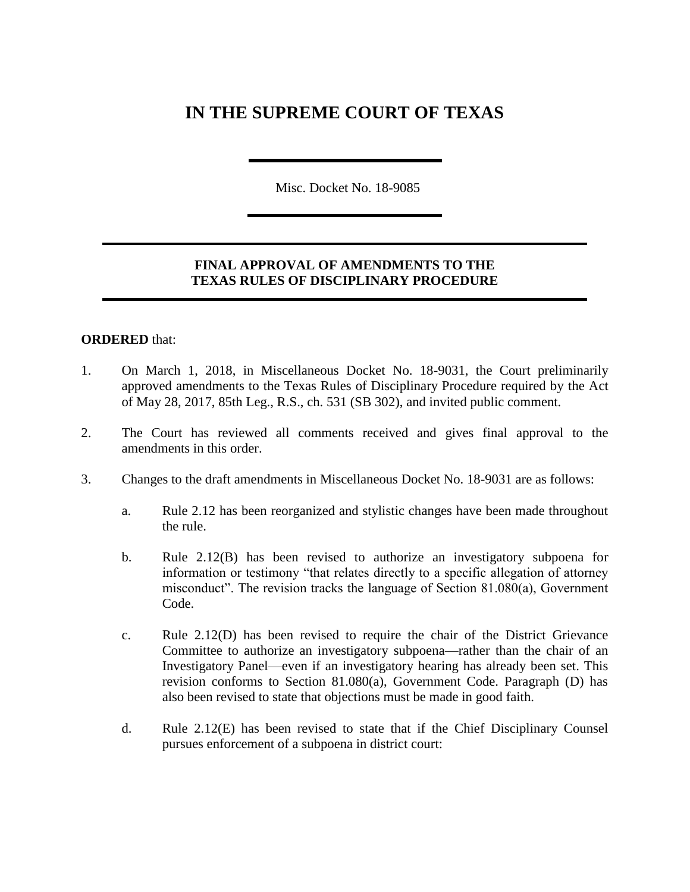# IN THE SUPREME COURT OF TEXAS

Misc. Docket No. 18-9085

**FINAL APPROVAL OF AMENDMENTS TO THE TEXAS RULES OF DISCIPLINARY PROCEDURE**

**ORDERED** that:

1. On March 1, 2018, in Miscellaneous Docket No. 18-9031, the Court preliminarily approved amendments to the Texas Rules of Disciplinary Procedure required by the Act of May 28, 2017, 85th Leg., R.S., ch. 531 (SB 302), and invited public comment.

2. The Court has reviewed all comments received and gives final approval to the amendments in this order.

3. Changes to the draft amendments in Miscellaneous Docket No. 18-9031 are as follows:

   a. Rule 2.12 has been reorganized and stylistic changes have been made throughout the rule.

   b. Rule 2.12(B) has been revised to authorize an investigatory subpoena for information or testimony "that relates directly to a specific allegation of attorney misconduct". The revision tracks the language of Section 81.080(a), Government Code.

   c. Rule 2.12(D) has been revised to require the chair of the District Grievance Committee to authorize an investigatory subpoena—rather than the chair of an Investigatory Panel—even if an investigatory hearing has already been set. This revision conforms to Section 81.080(a), Government Code. Paragraph (D) has also been revised to state that objections must be made in good faith.

   d. Rule 2.12(E) has been revised to state that if the Chief Disciplinary Counsel pursues enforcement of a subpoena in district court: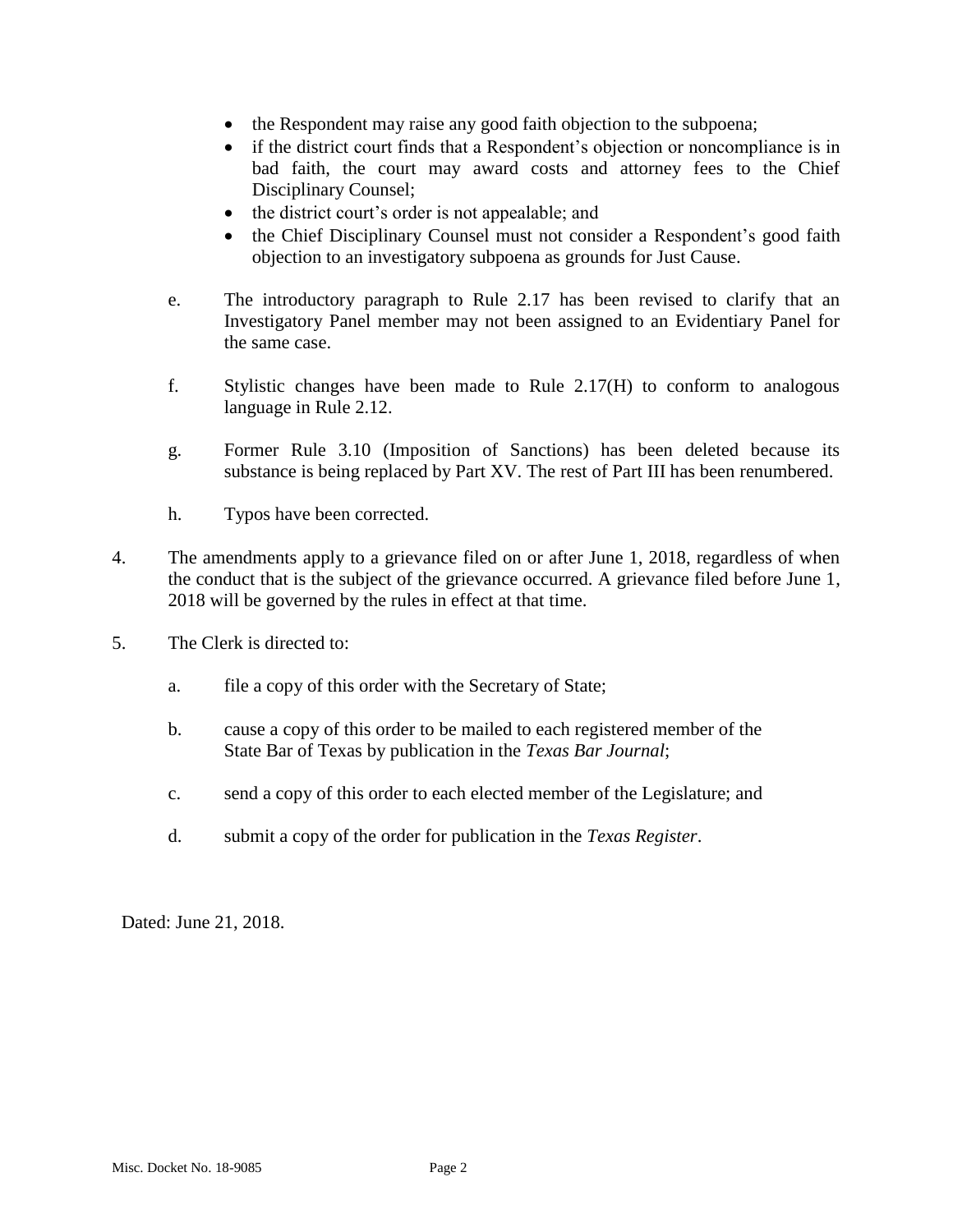- the Respondent may raise any good faith objection to the subpoena;
- if the district court finds that a Respondent's objection or noncompliance is in bad faith, the court may award costs and attorney fees to the Chief Disciplinary Counsel;
- the district court's order is not appealable; and
- the Chief Disciplinary Counsel must not consider a Respondent's good faith objection to an investigatory subpoena as grounds for Just Cause.

e. The introductory paragraph to Rule 2.17 has been revised to clarify that an Investigatory Panel member may not been assigned to an Evidentiary Panel for the same case.

f. Stylistic changes have been made to Rule 2.17(H) to conform to analogous language in Rule 2.12.

g. Former Rule 3.10 (Imposition of Sanctions) has been deleted because its substance is being replaced by Part XV. The rest of Part III has been renumbered.

h. Typos have been corrected.

4. The amendments apply to a grievance filed on or after June 1, 2018, regardless of when the conduct that is the subject of the grievance occurred. A grievance filed before June 1, 2018 will be governed by the rules in effect at that time.

5. The Clerk is directed to:

   a. file a copy of this order with the Secretary of State;

   b. cause a copy of this order to be mailed to each registered member of the State Bar of Texas by publication in the *Texas Bar Journal*;

   c. send a copy of this order to each elected member of the Legislature; and

   d. submit a copy of the order for publication in the *Texas Register*.

Dated: June 21, 2018.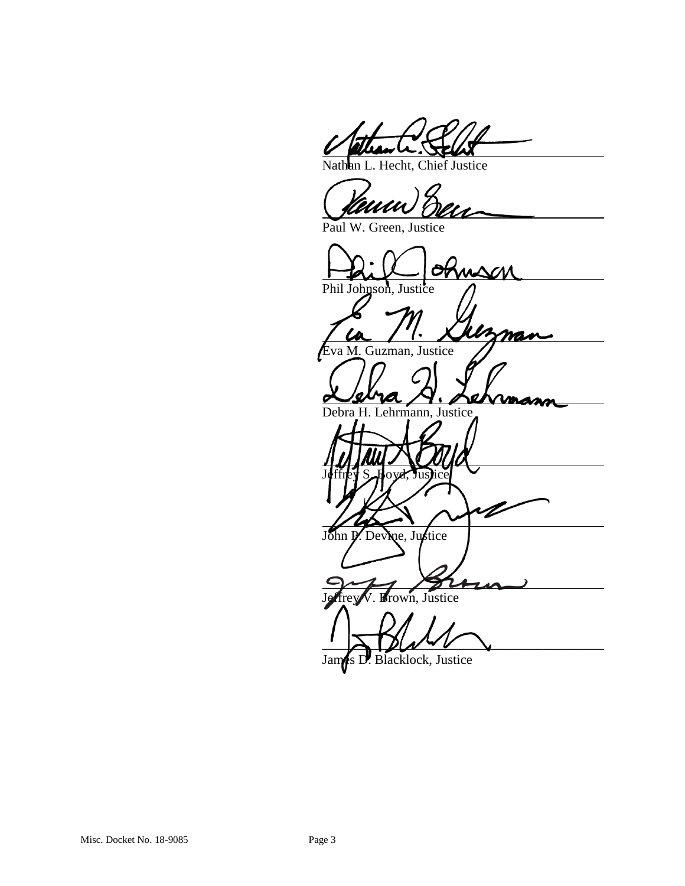\_\_\_\_\_\_\_\_\_\_\_\_\_\_\_\_\_\_\_\_\_\_\_\_\_\_\_\_\_\_\_\_\_\_\_\_\_\_\_\_\_\_\_\_\_\_\_\_
Nathan L. Hecht, Chief Justice

\_\_\_\_\_\_\_\_\_\_\_\_\_\_\_\_\_\_\_\_\_\_\_\_\_\_\_\_\_\_\_\_\_\_\_\_\_\_\_\_\_\_\_\_\_\_\_\_
Paul W. Green, Justice

\_\_\_\_\_\_\_\_\_\_\_\_\_\_\_\_\_\_\_\_\_\_\_\_\_\_\_\_\_\_\_\_\_\_\_\_\_\_\_\_\_\_\_\_\_\_\_\_
Phil Johnson, Justice

\_\_\_\_\_\_\_\_\_\_\_\_\_\_\_\_\_\_\_\_\_\_\_\_\_\_\_\_\_\_\_\_\_\_\_\_\_\_\_\_\_\_\_\_\_\_\_\_
Eva M. Guzman, Justice

\_\_\_\_\_\_\_\_\_\_\_\_\_\_\_\_\_\_\_\_\_\_\_\_\_\_\_\_\_\_\_\_\_\_\_\_\_\_\_\_\_\_\_\_\_\_\_\_
Debra H. Lehrmann, Justice

\_\_\_\_\_\_\_\_\_\_\_\_\_\_\_\_\_\_\_\_\_\_\_\_\_\_\_\_\_\_\_\_\_\_\_\_\_\_\_\_\_\_\_\_\_\_\_\_
Jeffrey S. Boyd, Justice

\_\_\_\_\_\_\_\_\_\_\_\_\_\_\_\_\_\_\_\_\_\_\_\_\_\_\_\_\_\_\_\_\_\_\_\_\_\_\_\_\_\_\_\_\_\_\_\_
John P. Devine, Justice

\_\_\_\_\_\_\_\_\_\_\_\_\_\_\_\_\_\_\_\_\_\_\_\_\_\_\_\_\_\_\_\_\_\_\_\_\_\_\_\_\_\_\_\_\_\_\_\_
Jeffrey V. Brown, Justice

\_\_\_\_\_\_\_\_\_\_\_\_\_\_\_\_\_\_\_\_\_\_\_\_\_\_\_\_\_\_\_\_\_\_\_\_\_\_\_\_\_\_\_\_\_\_\_\_
James D. Blacklock, Justice

Misc. Docket No. 18-9085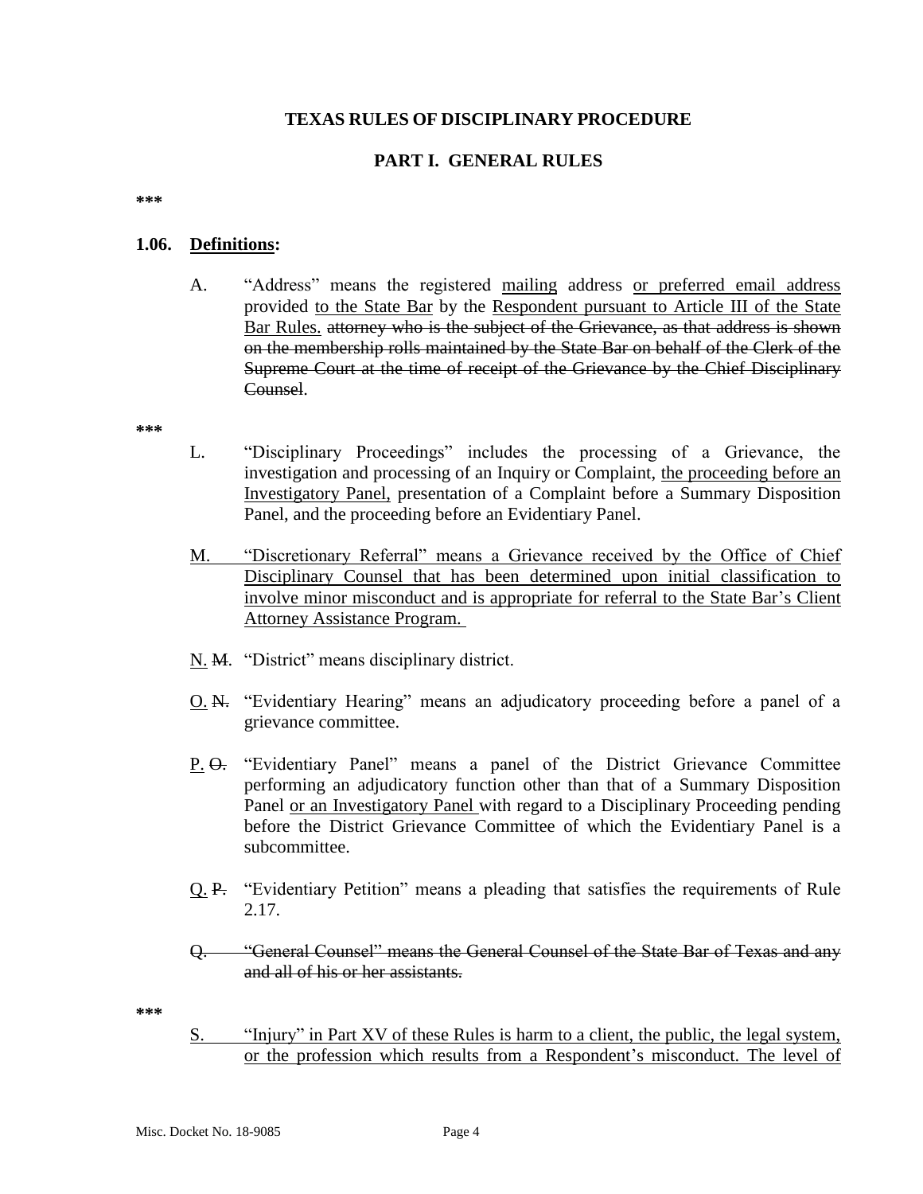**TEXAS RULES OF DISCIPLINARY PROCEDURE**

**PART I. GENERAL RULES**

**\*\*\***

**1.06. Definitions:**

A. "Address" means the registered <u>mailing</u> address <u>or preferred email address</u> provided <u>to the State Bar</u> by the <u>Respondent pursuant to Article III of the State Bar Rules.</u> ~~attorney who is the subject of the Grievance, as that address is shown on the membership rolls maintained by the State Bar on behalf of the Clerk of the Supreme Court at the time of receipt of the Grievance by the Chief Disciplinary Counsel~~.

**\*\*\***

L. "Disciplinary Proceedings" includes the processing of a Grievance, the investigation and processing of an Inquiry or Complaint, <u>the proceeding before an Investigatory Panel,</u> presentation of a Complaint before a Summary Disposition Panel, and the proceeding before an Evidentiary Panel.

<u>M. "Discretionary Referral" means a Grievance received by the Office of Chief Disciplinary Counsel that has been determined upon initial classification to involve minor misconduct and is appropriate for referral to the State Bar's Client Attorney Assistance Program.</u>

<u>N.</u> ~~M.~~ "District" means disciplinary district.

<u>O.</u> ~~N.~~ "Evidentiary Hearing" means an adjudicatory proceeding before a panel of a grievance committee.

<u>P.</u> ~~O.~~ "Evidentiary Panel" means a panel of the District Grievance Committee performing an adjudicatory function other than that of a Summary Disposition Panel <u>or an Investigatory Panel</u> with regard to a Disciplinary Proceeding pending before the District Grievance Committee of which the Evidentiary Panel is a subcommittee.

<u>Q.</u> ~~P.~~ "Evidentiary Petition" means a pleading that satisfies the requirements of Rule 2.17.

~~Q. "General Counsel" means the General Counsel of the State Bar of Texas and any and all of his or her assistants.~~

**\*\*\***

<u>S. "Injury" in Part XV of these Rules is harm to a client, the public, the legal system, or the profession which results from a Respondent's misconduct. The level of</u>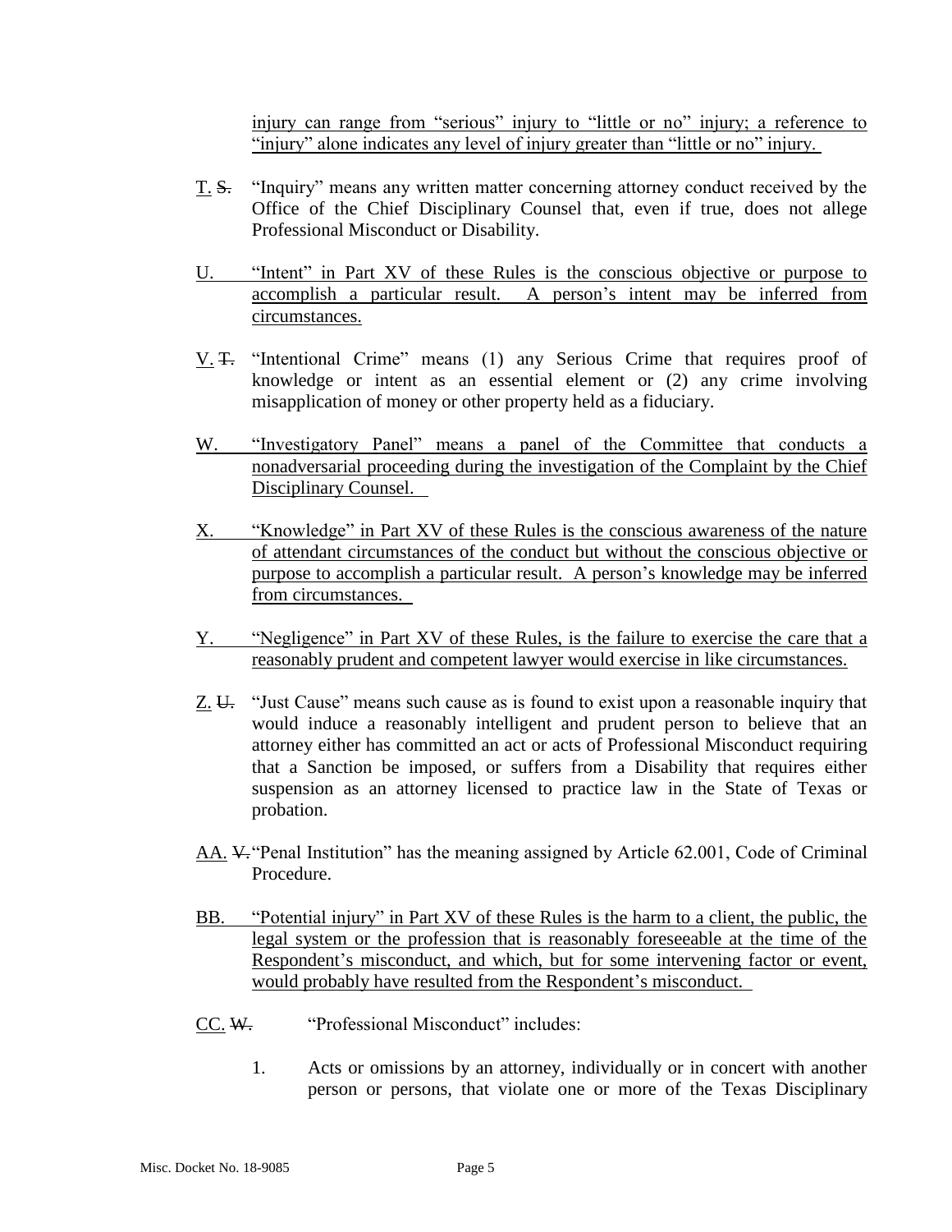injury can range from "serious" injury to "little or no" injury; a reference to "injury" alone indicates any level of injury greater than "little or no" injury.

T. ~~S.~~ "Inquiry" means any written matter concerning attorney conduct received by the Office of the Chief Disciplinary Counsel that, even if true, does not allege Professional Misconduct or Disability.

U. "Intent" in Part XV of these Rules is the conscious objective or purpose to accomplish a particular result. A person's intent may be inferred from circumstances.

V. ~~T.~~ "Intentional Crime" means (1) any Serious Crime that requires proof of knowledge or intent as an essential element or (2) any crime involving misapplication of money or other property held as a fiduciary.

W. "Investigatory Panel" means a panel of the Committee that conducts a nonadversarial proceeding during the investigation of the Complaint by the Chief Disciplinary Counsel.

X. "Knowledge" in Part XV of these Rules is the conscious awareness of the nature of attendant circumstances of the conduct but without the conscious objective or purpose to accomplish a particular result. A person's knowledge may be inferred from circumstances.

Y. "Negligence" in Part XV of these Rules, is the failure to exercise the care that a reasonably prudent and competent lawyer would exercise in like circumstances.

Z. ~~U.~~ "Just Cause" means such cause as is found to exist upon a reasonable inquiry that would induce a reasonably intelligent and prudent person to believe that an attorney either has committed an act or acts of Professional Misconduct requiring that a Sanction be imposed, or suffers from a Disability that requires either suspension as an attorney licensed to practice law in the State of Texas or probation.

AA. ~~V.~~ "Penal Institution" has the meaning assigned by Article 62.001, Code of Criminal Procedure.

BB. "Potential injury" in Part XV of these Rules is the harm to a client, the public, the legal system or the profession that is reasonably foreseeable at the time of the Respondent's misconduct, and which, but for some intervening factor or event, would probably have resulted from the Respondent's misconduct.

CC. ~~W.~~ "Professional Misconduct" includes:

1. Acts or omissions by an attorney, individually or in concert with another person or persons, that violate one or more of the Texas Disciplinary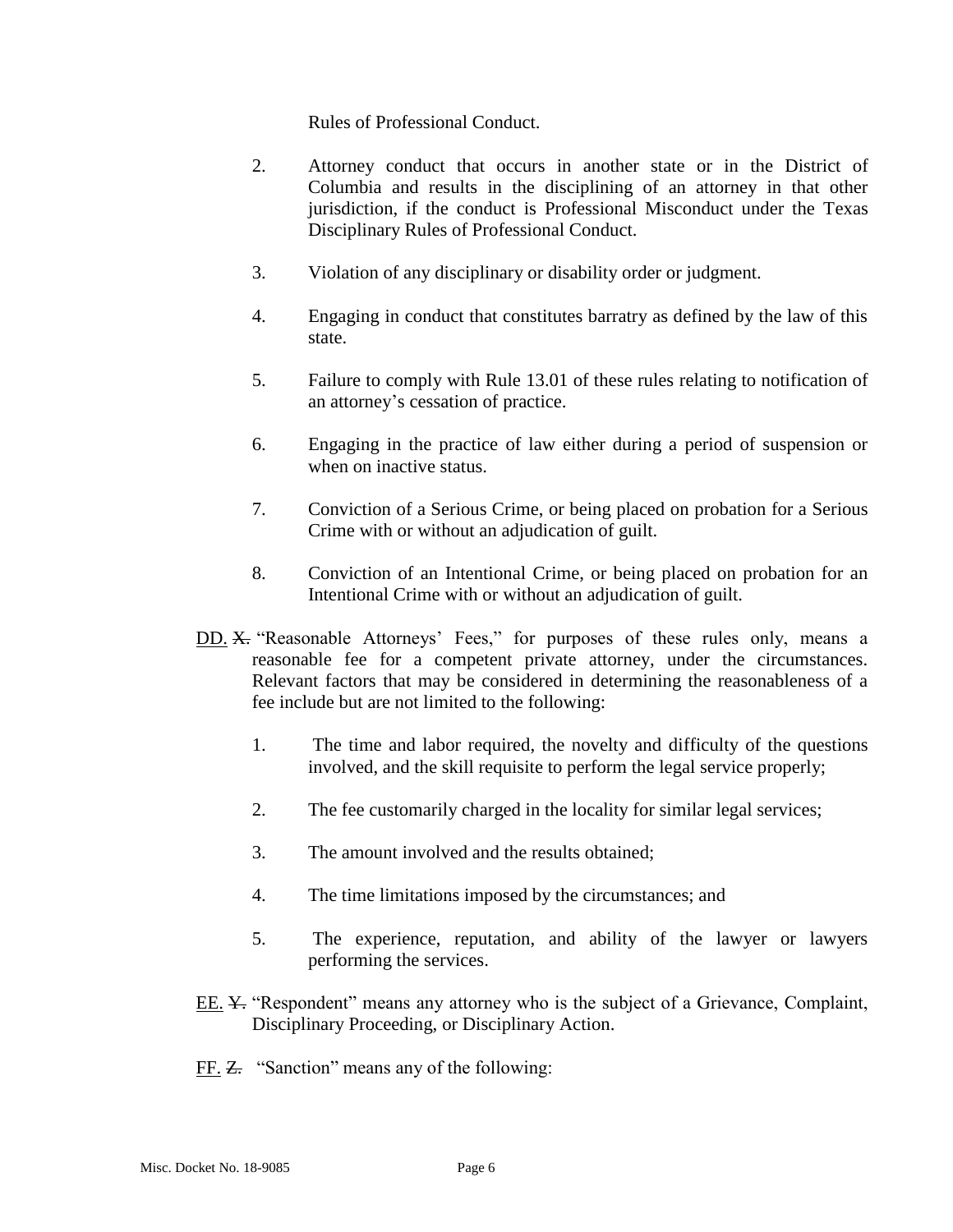Rules of Professional Conduct.

2. Attorney conduct that occurs in another state or in the District of Columbia and results in the disciplining of an attorney in that other jurisdiction, if the conduct is Professional Misconduct under the Texas Disciplinary Rules of Professional Conduct.

3. Violation of any disciplinary or disability order or judgment.

4. Engaging in conduct that constitutes barratry as defined by the law of this state.

5. Failure to comply with Rule 13.01 of these rules relating to notification of an attorney's cessation of practice.

6. Engaging in the practice of law either during a period of suspension or when on inactive status.

7. Conviction of a Serious Crime, or being placed on probation for a Serious Crime with or without an adjudication of guilt.

8. Conviction of an Intentional Crime, or being placed on probation for an Intentional Crime with or without an adjudication of guilt.

DD. ~~X.~~ "Reasonable Attorneys' Fees," for purposes of these rules only, means a reasonable fee for a competent private attorney, under the circumstances. Relevant factors that may be considered in determining the reasonableness of a fee include but are not limited to the following:

1. The time and labor required, the novelty and difficulty of the questions involved, and the skill requisite to perform the legal service properly;

2. The fee customarily charged in the locality for similar legal services;

3. The amount involved and the results obtained;

4. The time limitations imposed by the circumstances; and

5. The experience, reputation, and ability of the lawyer or lawyers performing the services.

EE. ~~Y.~~ "Respondent" means any attorney who is the subject of a Grievance, Complaint, Disciplinary Proceeding, or Disciplinary Action.

FF. ~~Z.~~ "Sanction" means any of the following: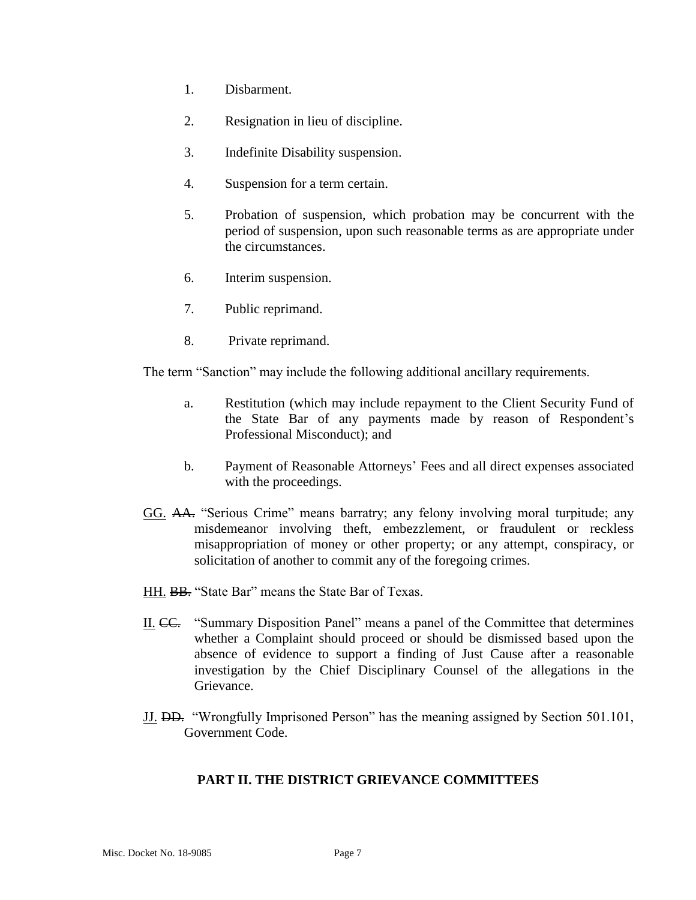1. Disbarment.

2. Resignation in lieu of discipline.

3. Indefinite Disability suspension.

4. Suspension for a term certain.

5. Probation of suspension, which probation may be concurrent with the period of suspension, upon such reasonable terms as are appropriate under the circumstances.

6. Interim suspension.

7. Public reprimand.

8. Private reprimand.

The term "Sanction" may include the following additional ancillary requirements.

a. Restitution (which may include repayment to the Client Security Fund of the State Bar of any payments made by reason of Respondent's Professional Misconduct); and

b. Payment of Reasonable Attorneys' Fees and all direct expenses associated with the proceedings.

GG. ~~AA.~~ "Serious Crime" means barratry; any felony involving moral turpitude; any misdemeanor involving theft, embezzlement, or fraudulent or reckless misappropriation of money or other property; or any attempt, conspiracy, or solicitation of another to commit any of the foregoing crimes.

HH. ~~BB.~~ "State Bar" means the State Bar of Texas.

II. ~~CC.~~ "Summary Disposition Panel" means a panel of the Committee that determines whether a Complaint should proceed or should be dismissed based upon the absence of evidence to support a finding of Just Cause after a reasonable investigation by the Chief Disciplinary Counsel of the allegations in the Grievance.

JJ. ~~DD.~~ "Wrongfully Imprisoned Person" has the meaning assigned by Section 501.101, Government Code.

## PART II. THE DISTRICT GRIEVANCE COMMITTEES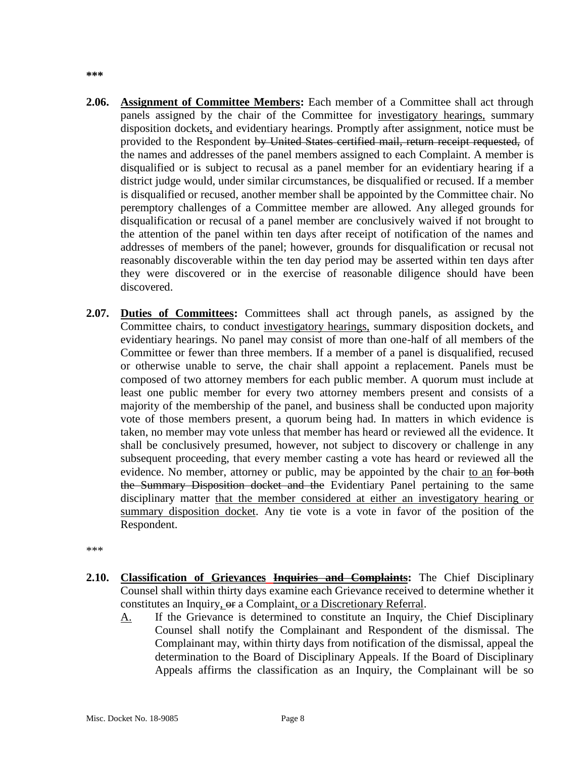**\*\*\***

**2.06. <u>Assignment of Committee Members</u>:** Each member of a Committee shall act through panels assigned by the chair of the Committee for <u>investigatory hearings,</u> summary disposition dockets<u>,</u> and evidentiary hearings. Promptly after assignment, notice must be provided to the Respondent ~~by United States certified mail, return receipt requested,~~ of the names and addresses of the panel members assigned to each Complaint. A member is disqualified or is subject to recusal as a panel member for an evidentiary hearing if a district judge would, under similar circumstances, be disqualified or recused. If a member is disqualified or recused, another member shall be appointed by the Committee chair. No peremptory challenges of a Committee member are allowed. Any alleged grounds for disqualification or recusal of a panel member are conclusively waived if not brought to the attention of the panel within ten days after receipt of notification of the names and addresses of members of the panel; however, grounds for disqualification or recusal not reasonably discoverable within the ten day period may be asserted within ten days after they were discovered or in the exercise of reasonable diligence should have been discovered.

**2.07. <u>Duties of Committees</u>:** Committees shall act through panels, as assigned by the Committee chairs, to conduct <u>investigatory hearings,</u> summary disposition dockets<u>,</u> and evidentiary hearings. No panel may consist of more than one-half of all members of the Committee or fewer than three members. If a member of a panel is disqualified, recused or otherwise unable to serve, the chair shall appoint a replacement. Panels must be composed of two attorney members for each public member. A quorum must include at least one public member for every two attorney members present and consists of a majority of the membership of the panel, and business shall be conducted upon majority vote of those members present, a quorum being had. In matters in which evidence is taken, no member may vote unless that member has heard or reviewed all the evidence. It shall be conclusively presumed, however, not subject to discovery or challenge in any subsequent proceeding, that every member casting a vote has heard or reviewed all the evidence. No member, attorney or public, may be appointed by the chair <u>to an</u> ~~for both the Summary Disposition docket and the~~ Evidentiary Panel pertaining to the same disciplinary matter <u>that the member considered at either an investigatory hearing or summary disposition docket</u>. Any tie vote is a vote in favor of the position of the Respondent.

\*\*\*

**2.10. <u>Classification of Grievances</u> ~~Inquiries and Complaints~~:** The Chief Disciplinary Counsel shall within thirty days examine each Grievance received to determine whether it constitutes an Inquiry<u>,</u> ~~or~~ a Complaint<u>, or a Discretionary Referral</u>.

<u>A.</u> If the Grievance is determined to constitute an Inquiry, the Chief Disciplinary Counsel shall notify the Complainant and Respondent of the dismissal. The Complainant may, within thirty days from notification of the dismissal, appeal the determination to the Board of Disciplinary Appeals. If the Board of Disciplinary Appeals affirms the classification as an Inquiry, the Complainant will be so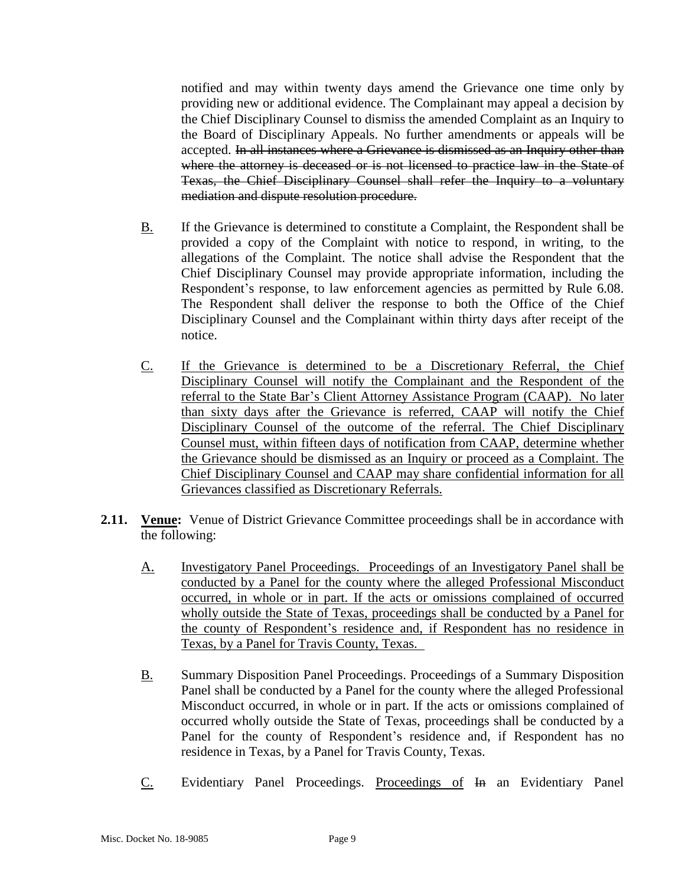notified and may within twenty days amend the Grievance one time only by providing new or additional evidence. The Complainant may appeal a decision by the Chief Disciplinary Counsel to dismiss the amended Complaint as an Inquiry to the Board of Disciplinary Appeals. No further amendments or appeals will be accepted. ~~In all instances where a Grievance is dismissed as an Inquiry other than where the attorney is deceased or is not licensed to practice law in the State of Texas, the Chief Disciplinary Counsel shall refer the Inquiry to a voluntary mediation and dispute resolution procedure.~~

<u>B.</u> If the Grievance is determined to constitute a Complaint, the Respondent shall be provided a copy of the Complaint with notice to respond, in writing, to the allegations of the Complaint. The notice shall advise the Respondent that the Chief Disciplinary Counsel may provide appropriate information, including the Respondent's response, to law enforcement agencies as permitted by Rule 6.08. The Respondent shall deliver the response to both the Office of the Chief Disciplinary Counsel and the Complainant within thirty days after receipt of the notice.

<u>C.</u> <u>If the Grievance is determined to be a Discretionary Referral, the Chief Disciplinary Counsel will notify the Complainant and the Respondent of the referral to the State Bar's Client Attorney Assistance Program (CAAP). No later than sixty days after the Grievance is referred, CAAP will notify the Chief Disciplinary Counsel of the outcome of the referral. The Chief Disciplinary Counsel must, within fifteen days of notification from CAAP, determine whether the Grievance should be dismissed as an Inquiry or proceed as a Complaint. The Chief Disciplinary Counsel and CAAP may share confidential information for all Grievances classified as Discretionary Referrals.</u>

**2.11. <u>Venue:</u>** Venue of District Grievance Committee proceedings shall be in accordance with the following:

<u>A.</u> <u>Investigatory Panel Proceedings. Proceedings of an Investigatory Panel shall be conducted by a Panel for the county where the alleged Professional Misconduct occurred, in whole or in part. If the acts or omissions complained of occurred wholly outside the State of Texas, proceedings shall be conducted by a Panel for the county of Respondent's residence and, if Respondent has no residence in Texas, by a Panel for Travis County, Texas.</u>

<u>B.</u> Summary Disposition Panel Proceedings. Proceedings of a Summary Disposition Panel shall be conducted by a Panel for the county where the alleged Professional Misconduct occurred, in whole or in part. If the acts or omissions complained of occurred wholly outside the State of Texas, proceedings shall be conducted by a Panel for the county of Respondent's residence and, if Respondent has no residence in Texas, by a Panel for Travis County, Texas.

<u>C.</u> Evidentiary Panel Proceedings. <u>Proceedings of</u> ~~In~~ an Evidentiary Panel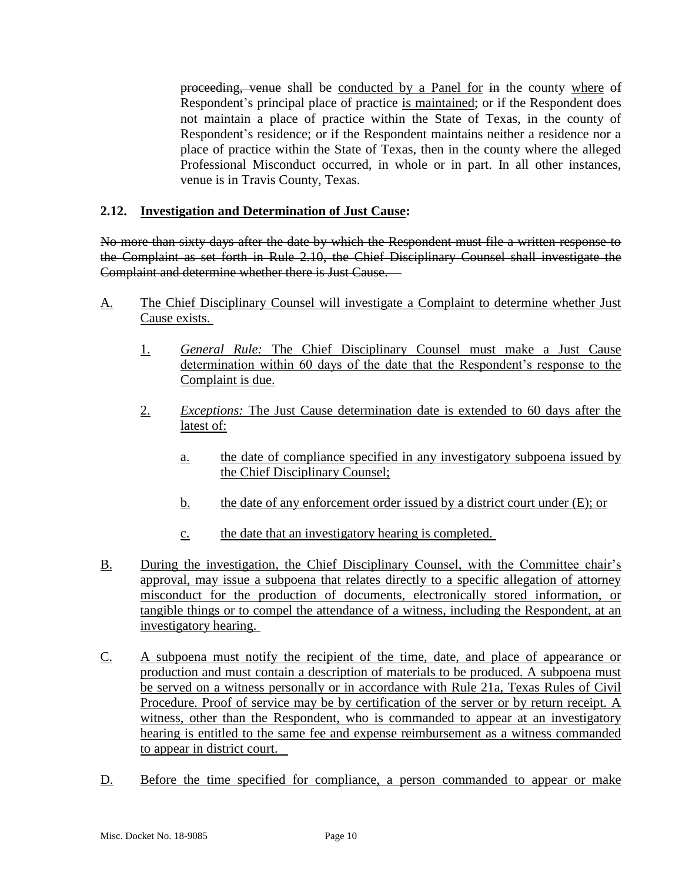~~proceeding, venue~~ shall be <u>conducted by a Panel for</u> ~~in~~ the county <u>where</u> ~~of~~ Respondent's principal place of practice <u>is maintained</u>; or if the Respondent does not maintain a place of practice within the State of Texas, in the county of Respondent's residence; or if the Respondent maintains neither a residence nor a place of practice within the State of Texas, then in the county where the alleged Professional Misconduct occurred, in whole or in part. In all other instances, venue is in Travis County, Texas.

### 2.12. <u>Investigation and Determination of Just Cause</u>:

~~No more than sixty days after the date by which the Respondent must file a written response to the Complaint as set forth in Rule 2.10, the Chief Disciplinary Counsel shall investigate the Complaint and determine whether there is Just Cause.~~

<u>A.</u> <u>The Chief Disciplinary Counsel will investigate a Complaint to determine whether Just Cause exists.</u>

<u>1.</u> *General Rule:* <u>The Chief Disciplinary Counsel must make a Just Cause determination within 60 days of the date that the Respondent's response to the Complaint is due.</u>

<u>2.</u> *Exceptions:* <u>The Just Cause determination date is extended to 60 days after the latest of:</u>

<u>a.</u> <u>the date of compliance specified in any investigatory subpoena issued by the Chief Disciplinary Counsel;</u>

<u>b.</u> <u>the date of any enforcement order issued by a district court under (E); or</u>

<u>c.</u> <u>the date that an investigatory hearing is completed.</u>

<u>B.</u> <u>During the investigation, the Chief Disciplinary Counsel, with the Committee chair's approval, may issue a subpoena that relates directly to a specific allegation of attorney misconduct for the production of documents, electronically stored information, or tangible things or to compel the attendance of a witness, including the Respondent, at an investigatory hearing.</u>

<u>C.</u> <u>A subpoena must notify the recipient of the time, date, and place of appearance or production and must contain a description of materials to be produced. A subpoena must be served on a witness personally or in accordance with Rule 21a, Texas Rules of Civil Procedure. Proof of service may be by certification of the server or by return receipt. A witness, other than the Respondent, who is commanded to appear at an investigatory hearing is entitled to the same fee and expense reimbursement as a witness commanded to appear in district court.</u>

<u>D.</u> <u>Before the time specified for compliance, a person commanded to appear or make</u>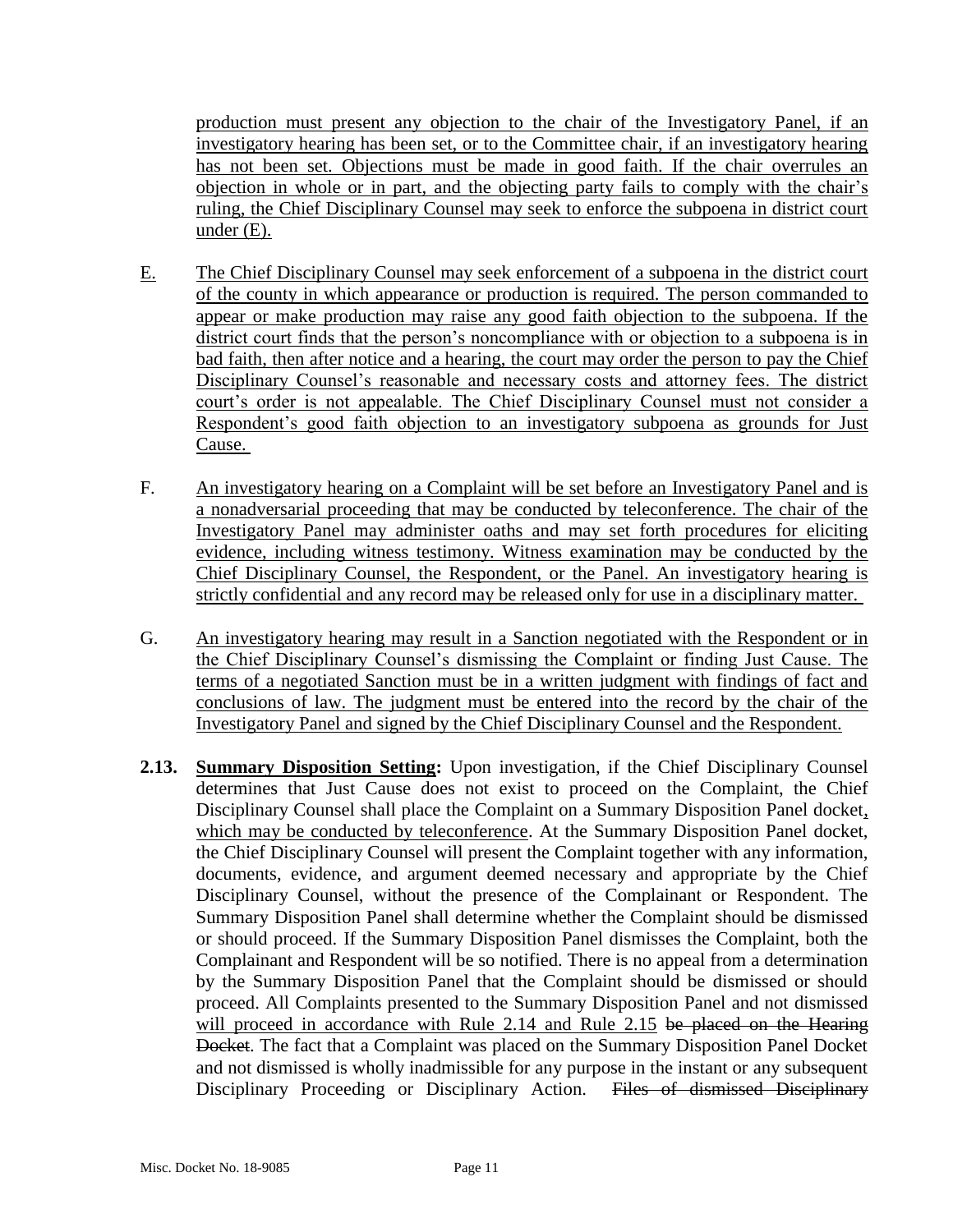production must present any objection to the chair of the Investigatory Panel, if an investigatory hearing has been set, or to the Committee chair, if an investigatory hearing has not been set. Objections must be made in good faith. If the chair overrules an objection in whole or in part, and the objecting party fails to comply with the chair's ruling, the Chief Disciplinary Counsel may seek to enforce the subpoena in district court under (E).

E. The Chief Disciplinary Counsel may seek enforcement of a subpoena in the district court of the county in which appearance or production is required. The person commanded to appear or make production may raise any good faith objection to the subpoena. If the district court finds that the person's noncompliance with or objection to a subpoena is in bad faith, then after notice and a hearing, the court may order the person to pay the Chief Disciplinary Counsel's reasonable and necessary costs and attorney fees. The district court's order is not appealable. The Chief Disciplinary Counsel must not consider a Respondent's good faith objection to an investigatory subpoena as grounds for Just Cause.

F. An investigatory hearing on a Complaint will be set before an Investigatory Panel and is a nonadversarial proceeding that may be conducted by teleconference. The chair of the Investigatory Panel may administer oaths and may set forth procedures for eliciting evidence, including witness testimony. Witness examination may be conducted by the Chief Disciplinary Counsel, the Respondent, or the Panel. An investigatory hearing is strictly confidential and any record may be released only for use in a disciplinary matter.

G. An investigatory hearing may result in a Sanction negotiated with the Respondent or in the Chief Disciplinary Counsel's dismissing the Complaint or finding Just Cause. The terms of a negotiated Sanction must be in a written judgment with findings of fact and conclusions of law. The judgment must be entered into the record by the chair of the Investigatory Panel and signed by the Chief Disciplinary Counsel and the Respondent.

**2.13. Summary Disposition Setting:** Upon investigation, if the Chief Disciplinary Counsel determines that Just Cause does not exist to proceed on the Complaint, the Chief Disciplinary Counsel shall place the Complaint on a Summary Disposition Panel docket, which may be conducted by teleconference. At the Summary Disposition Panel docket, the Chief Disciplinary Counsel will present the Complaint together with any information, documents, evidence, and argument deemed necessary and appropriate by the Chief Disciplinary Counsel, without the presence of the Complainant or Respondent. The Summary Disposition Panel shall determine whether the Complaint should be dismissed or should proceed. If the Summary Disposition Panel dismisses the Complaint, both the Complainant and Respondent will be so notified. There is no appeal from a determination by the Summary Disposition Panel that the Complaint should be dismissed or should proceed. All Complaints presented to the Summary Disposition Panel and not dismissed will proceed in accordance with Rule 2.14 and Rule 2.15 ~~be placed on the Hearing Docket~~. The fact that a Complaint was placed on the Summary Disposition Panel Docket and not dismissed is wholly inadmissible for any purpose in the instant or any subsequent Disciplinary Proceeding or Disciplinary Action. ~~Files of dismissed Disciplinary~~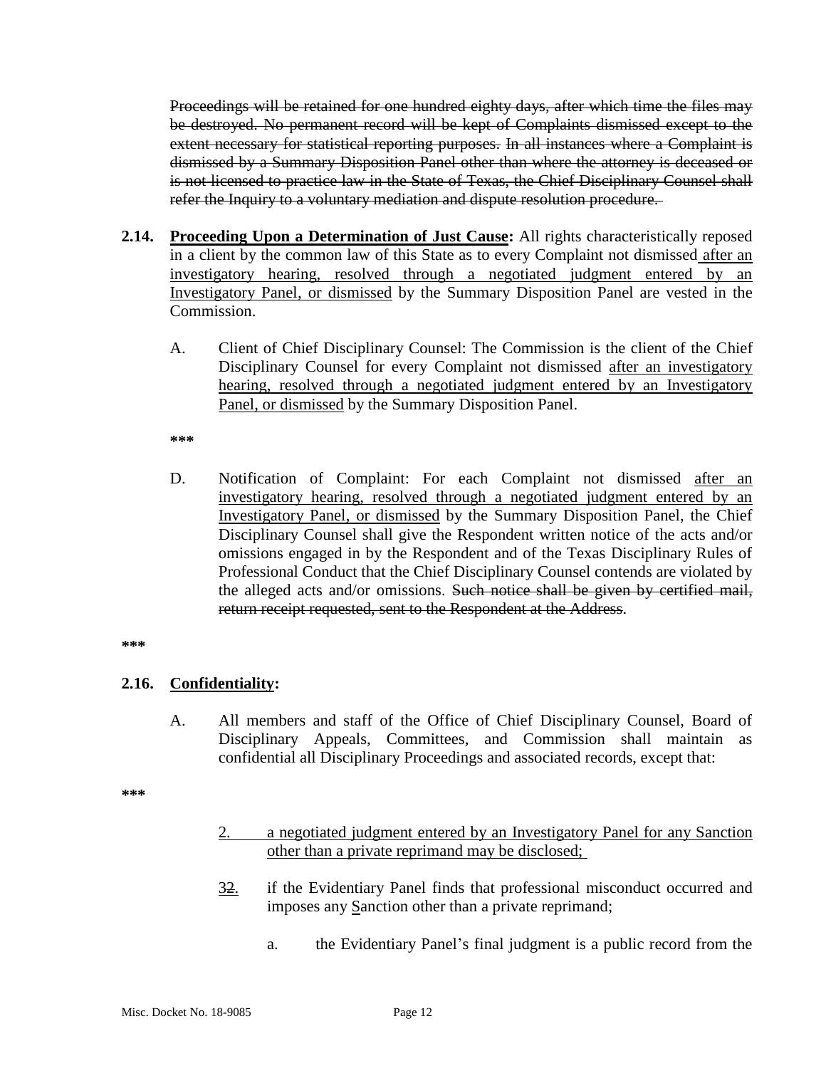~~Proceedings will be retained for one hundred eighty days, after which time the files may be destroyed. No permanent record will be kept of Complaints dismissed except to the extent necessary for statistical reporting purposes.~~ ~~In all instances where a Complaint is dismissed by a Summary Disposition Panel other than where the attorney is deceased or is not licensed to practice law in the State of Texas, the Chief Disciplinary Counsel shall refer the Inquiry to a voluntary mediation and dispute resolution procedure.~~

**2.14. Proceeding Upon a Determination of Just Cause:** All rights characteristically reposed in a client by the common law of this State as to every Complaint not dismissed <u>after an investigatory hearing, resolved through a negotiated judgment entered by an Investigatory Panel, or dismissed</u> by the Summary Disposition Panel are vested in the Commission.

A. Client of Chief Disciplinary Counsel: The Commission is the client of the Chief Disciplinary Counsel for every Complaint not dismissed <u>after an investigatory hearing, resolved through a negotiated judgment entered by an Investigatory Panel, or dismissed</u> by the Summary Disposition Panel.

**\*\*\***

D. Notification of Complaint: For each Complaint not dismissed <u>after an investigatory hearing, resolved through a negotiated judgment entered by an Investigatory Panel, or dismissed</u> by the Summary Disposition Panel, the Chief Disciplinary Counsel shall give the Respondent written notice of the acts and/or omissions engaged in by the Respondent and of the Texas Disciplinary Rules of Professional Conduct that the Chief Disciplinary Counsel contends are violated by the alleged acts and/or omissions. ~~Such notice shall be given by certified mail, return receipt requested, sent to the Respondent at the Address~~.

**\*\*\***

**2.16. <u>Confidentiality</u>:**

A. All members and staff of the Office of Chief Disciplinary Counsel, Board of Disciplinary Appeals, Committees, and Commission shall maintain as confidential all Disciplinary Proceedings and associated records, except that:

**\*\*\***

<u>2. a negotiated judgment entered by an Investigatory Panel for any Sanction other than a private reprimand may be disclosed;</u>

<u>3</u>~~2~~. if the Evidentiary Panel finds that professional misconduct occurred and imposes any <u>S</u>anction other than a private reprimand;

a. the Evidentiary Panel's final judgment is a public record from the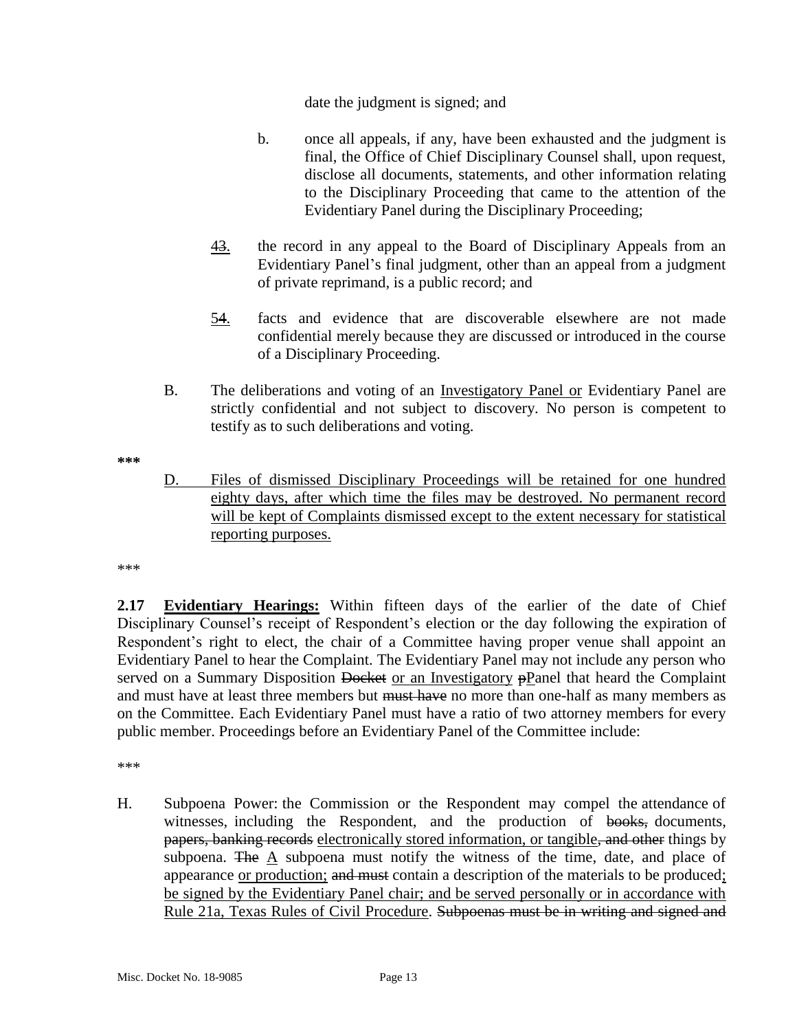date the judgment is signed; and

b. once all appeals, if any, have been exhausted and the judgment is final, the Office of Chief Disciplinary Counsel shall, upon request, disclose all documents, statements, and other information relating to the Disciplinary Proceeding that came to the attention of the Evidentiary Panel during the Disciplinary Proceeding;

<u>4</u>~~3~~. the record in any appeal to the Board of Disciplinary Appeals from an Evidentiary Panel's final judgment, other than an appeal from a judgment of private reprimand, is a public record; and

<u>5</u>~~4~~. facts and evidence that are discoverable elsewhere are not made confidential merely because they are discussed or introduced in the course of a Disciplinary Proceeding.

B. The deliberations and voting of an <u>Investigatory Panel or</u> Evidentiary Panel are strictly confidential and not subject to discovery. No person is competent to testify as to such deliberations and voting.

***

<u>D. Files of dismissed Disciplinary Proceedings will be retained for one hundred eighty days, after which time the files may be destroyed. No permanent record will be kept of Complaints dismissed except to the extent necessary for statistical reporting purposes.</u>

***

**2.17 <u>Evidentiary Hearings:</u>** Within fifteen days of the earlier of the date of Chief Disciplinary Counsel's receipt of Respondent's election or the day following the expiration of Respondent's right to elect, the chair of a Committee having proper venue shall appoint an Evidentiary Panel to hear the Complaint. The Evidentiary Panel may not include any person who served on a Summary Disposition ~~Docket~~ <u>or an Investigatory</u> ~~p~~<u>P</u>anel that heard the Complaint and must have at least three members but ~~must have~~ no more than one-half as many members as on the Committee. Each Evidentiary Panel must have a ratio of two attorney members for every public member. Proceedings before an Evidentiary Panel of the Committee include:

***

H. Subpoena Power: the Commission or the Respondent may compel the attendance of witnesses, including the Respondent, and the production of ~~books,~~ documents, ~~papers, banking records~~ <u>electronically stored information, or tangible</u>~~, and other~~ things by subpoena. ~~The~~ <u>A</u> subpoena must notify the witness of the time, date, and place of appearance <u>or production;</u> ~~and must~~ contain a description of the materials to be produced<u>; be signed by the Evidentiary Panel chair; and be served personally or in accordance with Rule 21a, Texas Rules of Civil Procedure</u>. ~~Subpoenas must be in writing and signed and~~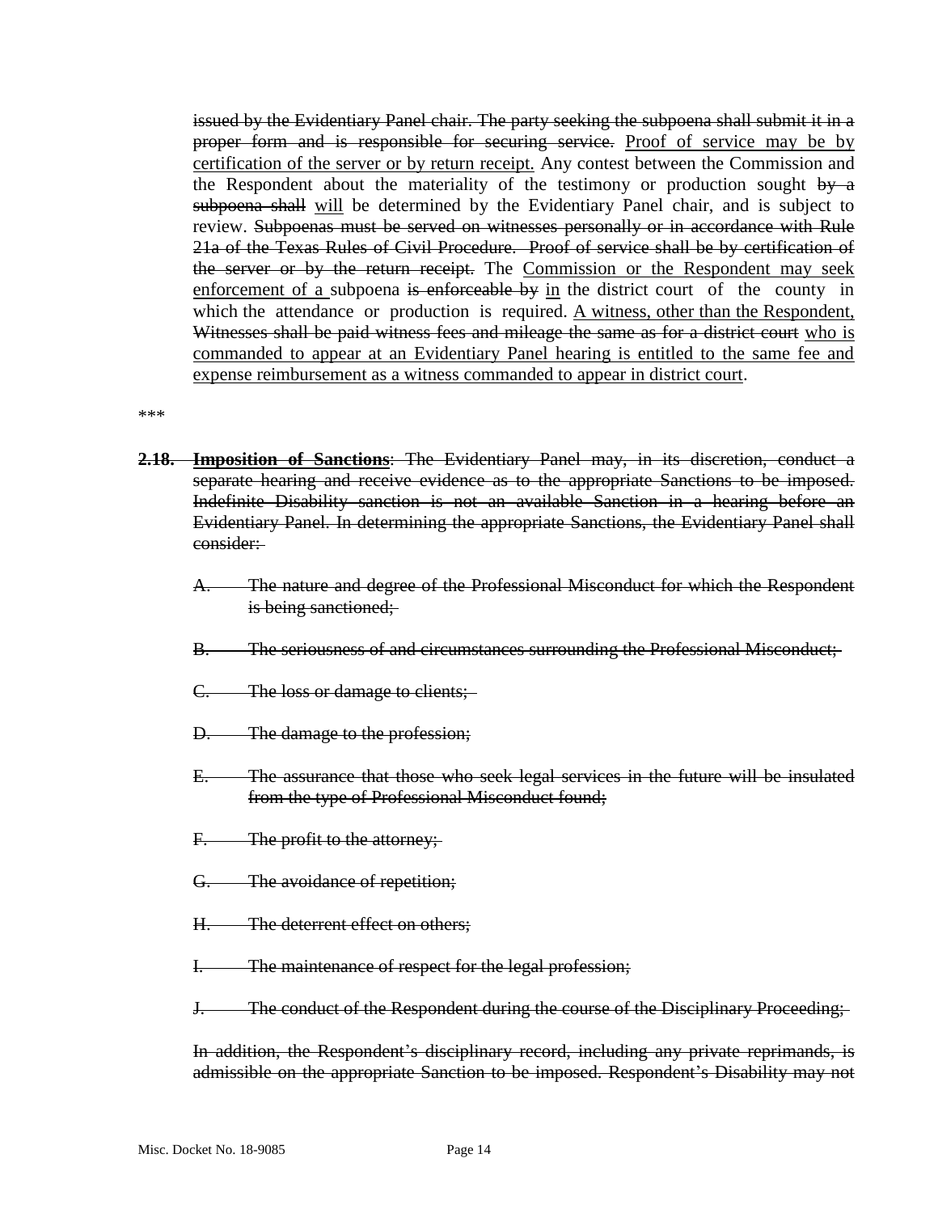~~issued by the Evidentiary Panel chair. The party seeking the subpoena shall submit it in a proper form and is responsible for securing service.~~ <u>Proof of service may be by certification of the server or by return receipt.</u> Any contest between the Commission and the Respondent about the materiality of the testimony or production sought ~~by a subpoena shall~~ <u>will</u> be determined by the Evidentiary Panel chair, and is subject to review. ~~Subpoenas must be served on witnesses personally or in accordance with Rule 21a of the Texas Rules of Civil Procedure. Proof of service shall be by certification of the server or by the return receipt.~~ The <u>Commission or the Respondent may seek enforcement of a</u> subpoena ~~is enforceable by~~ <u>in</u> the district court of the county in which the attendance or production is required. <u>A witness, other than the Respondent,</u> ~~Witnesses shall be paid witness fees and mileage the same as for a district court~~ <u>who is commanded to appear at an Evidentiary Panel hearing is entitled to the same fee and expense reimbursement as a witness commanded to appear in district court</u>.

***

~~**2.18. Imposition of Sanctions**: The Evidentiary Panel may, in its discretion, conduct a separate hearing and receive evidence as to the appropriate Sanctions to be imposed. Indefinite Disability sanction is not an available Sanction in a hearing before an Evidentiary Panel. In determining the appropriate Sanctions, the Evidentiary Panel shall consider:~~

~~A. The nature and degree of the Professional Misconduct for which the Respondent is being sanctioned;~~

~~B. The seriousness of and circumstances surrounding the Professional Misconduct;~~

~~C. The loss or damage to clients;~~

~~D. The damage to the profession;~~

~~E. The assurance that those who seek legal services in the future will be insulated from the type of Professional Misconduct found;~~

~~F. The profit to the attorney;~~

~~G. The avoidance of repetition;~~

~~H. The deterrent effect on others;~~

~~I. The maintenance of respect for the legal profession;~~

~~J. The conduct of the Respondent during the course of the Disciplinary Proceeding;~~

~~In addition, the Respondent's disciplinary record, including any private reprimands, is admissible on the appropriate Sanction to be imposed. Respondent's Disability may not~~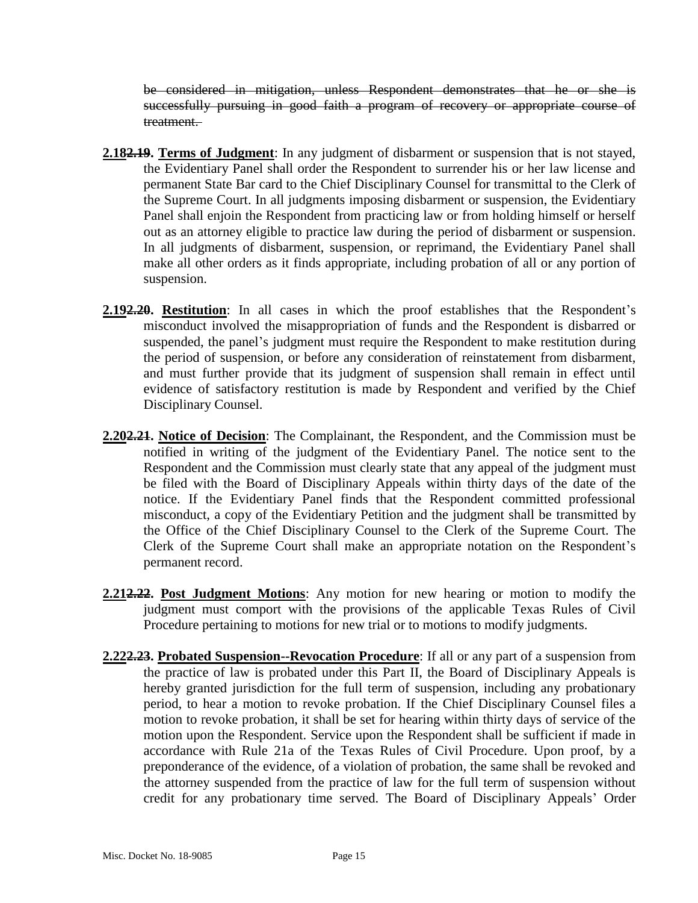~~be considered in mitigation, unless Respondent demonstrates that he or she is successfully pursuing in good faith a program of recovery or appropriate course of treatment.~~

**<u>2.18</u>~~2.19~~. <u>Terms of Judgment</u>**: In any judgment of disbarment or suspension that is not stayed, the Evidentiary Panel shall order the Respondent to surrender his or her law license and permanent State Bar card to the Chief Disciplinary Counsel for transmittal to the Clerk of the Supreme Court. In all judgments imposing disbarment or suspension, the Evidentiary Panel shall enjoin the Respondent from practicing law or from holding himself or herself out as an attorney eligible to practice law during the period of disbarment or suspension. In all judgments of disbarment, suspension, or reprimand, the Evidentiary Panel shall make all other orders as it finds appropriate, including probation of all or any portion of suspension.

**<u>2.19</u>~~2.20~~. <u>Restitution</u>**: In all cases in which the proof establishes that the Respondent's misconduct involved the misappropriation of funds and the Respondent is disbarred or suspended, the panel's judgment must require the Respondent to make restitution during the period of suspension, or before any consideration of reinstatement from disbarment, and must further provide that its judgment of suspension shall remain in effect until evidence of satisfactory restitution is made by Respondent and verified by the Chief Disciplinary Counsel.

**<u>2.20</u>~~2.21~~. <u>Notice of Decision</u>**: The Complainant, the Respondent, and the Commission must be notified in writing of the judgment of the Evidentiary Panel. The notice sent to the Respondent and the Commission must clearly state that any appeal of the judgment must be filed with the Board of Disciplinary Appeals within thirty days of the date of the notice. If the Evidentiary Panel finds that the Respondent committed professional misconduct, a copy of the Evidentiary Petition and the judgment shall be transmitted by the Office of the Chief Disciplinary Counsel to the Clerk of the Supreme Court. The Clerk of the Supreme Court shall make an appropriate notation on the Respondent's permanent record.

**<u>2.21</u>~~2.22~~. <u>Post Judgment Motions</u>**: Any motion for new hearing or motion to modify the judgment must comport with the provisions of the applicable Texas Rules of Civil Procedure pertaining to motions for new trial or to motions to modify judgments.

**<u>2.22</u>~~2.23~~. <u>Probated Suspension--Revocation Procedure</u>**: If all or any part of a suspension from the practice of law is probated under this Part II, the Board of Disciplinary Appeals is hereby granted jurisdiction for the full term of suspension, including any probationary period, to hear a motion to revoke probation. If the Chief Disciplinary Counsel files a motion to revoke probation, it shall be set for hearing within thirty days of service of the motion upon the Respondent. Service upon the Respondent shall be sufficient if made in accordance with Rule 21a of the Texas Rules of Civil Procedure. Upon proof, by a preponderance of the evidence, of a violation of probation, the same shall be revoked and the attorney suspended from the practice of law for the full term of suspension without credit for any probationary time served. The Board of Disciplinary Appeals' Order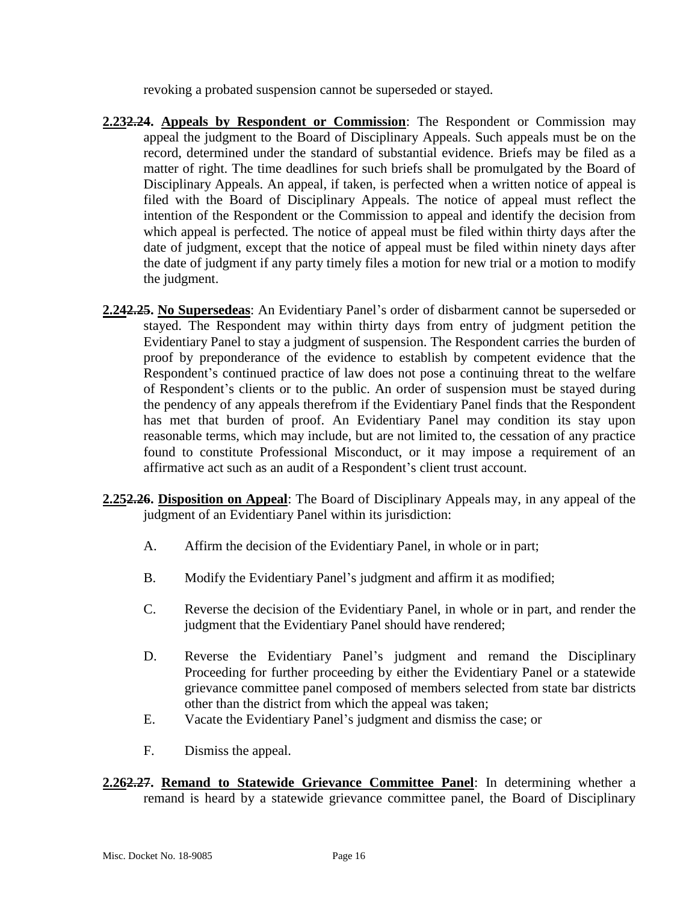revoking a probated suspension cannot be superseded or stayed.

**2.23~~2.24~~. Appeals by Respondent or Commission**: The Respondent or Commission may appeal the judgment to the Board of Disciplinary Appeals. Such appeals must be on the record, determined under the standard of substantial evidence. Briefs may be filed as a matter of right. The time deadlines for such briefs shall be promulgated by the Board of Disciplinary Appeals. An appeal, if taken, is perfected when a written notice of appeal is filed with the Board of Disciplinary Appeals. The notice of appeal must reflect the intention of the Respondent or the Commission to appeal and identify the decision from which appeal is perfected. The notice of appeal must be filed within thirty days after the date of judgment, except that the notice of appeal must be filed within ninety days after the date of judgment if any party timely files a motion for new trial or a motion to modify the judgment.

**2.24~~2.25~~. No Supersedeas**: An Evidentiary Panel's order of disbarment cannot be superseded or stayed. The Respondent may within thirty days from entry of judgment petition the Evidentiary Panel to stay a judgment of suspension. The Respondent carries the burden of proof by preponderance of the evidence to establish by competent evidence that the Respondent's continued practice of law does not pose a continuing threat to the welfare of Respondent's clients or to the public. An order of suspension must be stayed during the pendency of any appeals therefrom if the Evidentiary Panel finds that the Respondent has met that burden of proof. An Evidentiary Panel may condition its stay upon reasonable terms, which may include, but are not limited to, the cessation of any practice found to constitute Professional Misconduct, or it may impose a requirement of an affirmative act such as an audit of a Respondent's client trust account.

**2.25~~2.26~~. Disposition on Appeal**: The Board of Disciplinary Appeals may, in any appeal of the judgment of an Evidentiary Panel within its jurisdiction:

A. Affirm the decision of the Evidentiary Panel, in whole or in part;

B. Modify the Evidentiary Panel's judgment and affirm it as modified;

C. Reverse the decision of the Evidentiary Panel, in whole or in part, and render the judgment that the Evidentiary Panel should have rendered;

D. Reverse the Evidentiary Panel's judgment and remand the Disciplinary Proceeding for further proceeding by either the Evidentiary Panel or a statewide grievance committee panel composed of members selected from state bar districts other than the district from which the appeal was taken;

E. Vacate the Evidentiary Panel's judgment and dismiss the case; or

F. Dismiss the appeal.

**2.26~~2.27~~. Remand to Statewide Grievance Committee Panel**: In determining whether a remand is heard by a statewide grievance committee panel, the Board of Disciplinary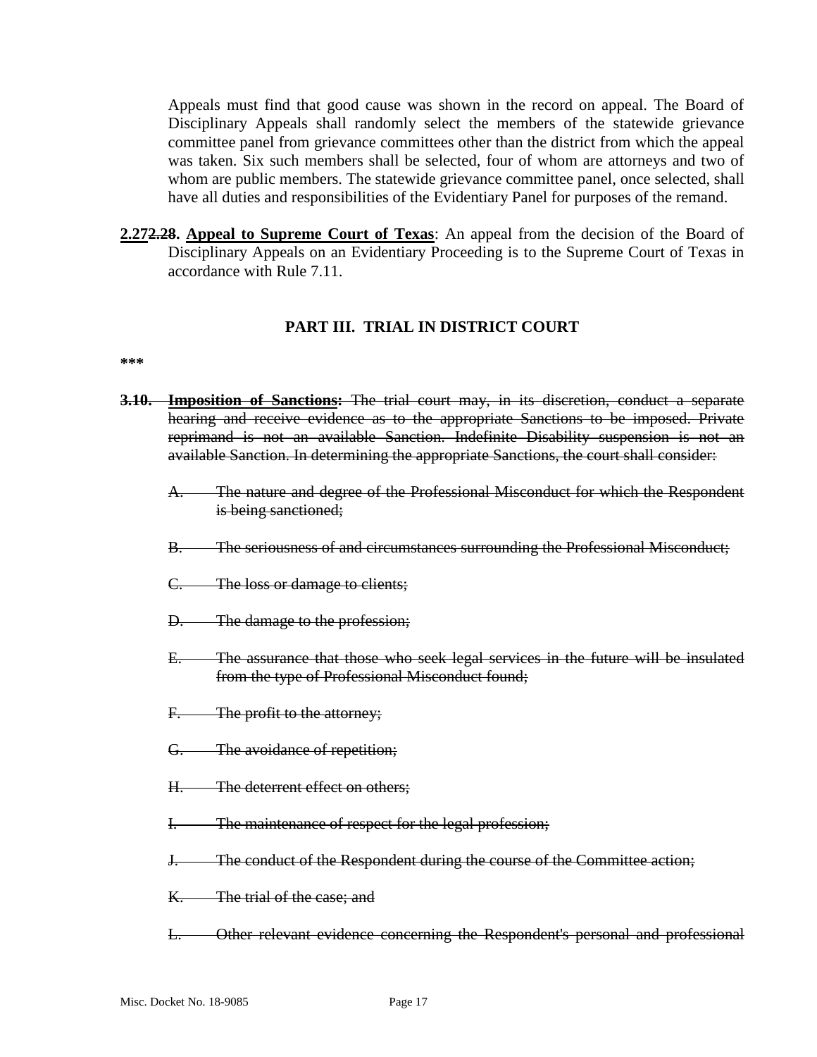Appeals must find that good cause was shown in the record on appeal. The Board of Disciplinary Appeals shall randomly select the members of the statewide grievance committee panel from grievance committees other than the district from which the appeal was taken. Six such members shall be selected, four of whom are attorneys and two of whom are public members. The statewide grievance committee panel, once selected, shall have all duties and responsibilities of the Evidentiary Panel for purposes of the remand.

**<u>2.27</u>~~2.28~~. <u>Appeal to Supreme Court of Texas</u>**: An appeal from the decision of the Board of Disciplinary Appeals on an Evidentiary Proceeding is to the Supreme Court of Texas in accordance with Rule 7.11.

## PART III. TRIAL IN DISTRICT COURT

**\*\*\***

~~**3.10. Imposition of Sanctions:** The trial court may, in its discretion, conduct a separate hearing and receive evidence as to the appropriate Sanctions to be imposed. Private reprimand is not an available Sanction. Indefinite Disability suspension is not an available Sanction. In determining the appropriate Sanctions, the court shall consider:~~

~~A. The nature and degree of the Professional Misconduct for which the Respondent is being sanctioned;~~

~~B. The seriousness of and circumstances surrounding the Professional Misconduct;~~

~~C. The loss or damage to clients;~~

~~D. The damage to the profession;~~

~~E. The assurance that those who seek legal services in the future will be insulated from the type of Professional Misconduct found;~~

~~F. The profit to the attorney;~~

~~G. The avoidance of repetition;~~

~~H. The deterrent effect on others;~~

~~I. The maintenance of respect for the legal profession;~~

~~J. The conduct of the Respondent during the course of the Committee action;~~

~~K. The trial of the case; and~~

~~L. Other relevant evidence concerning the Respondent's personal and professional~~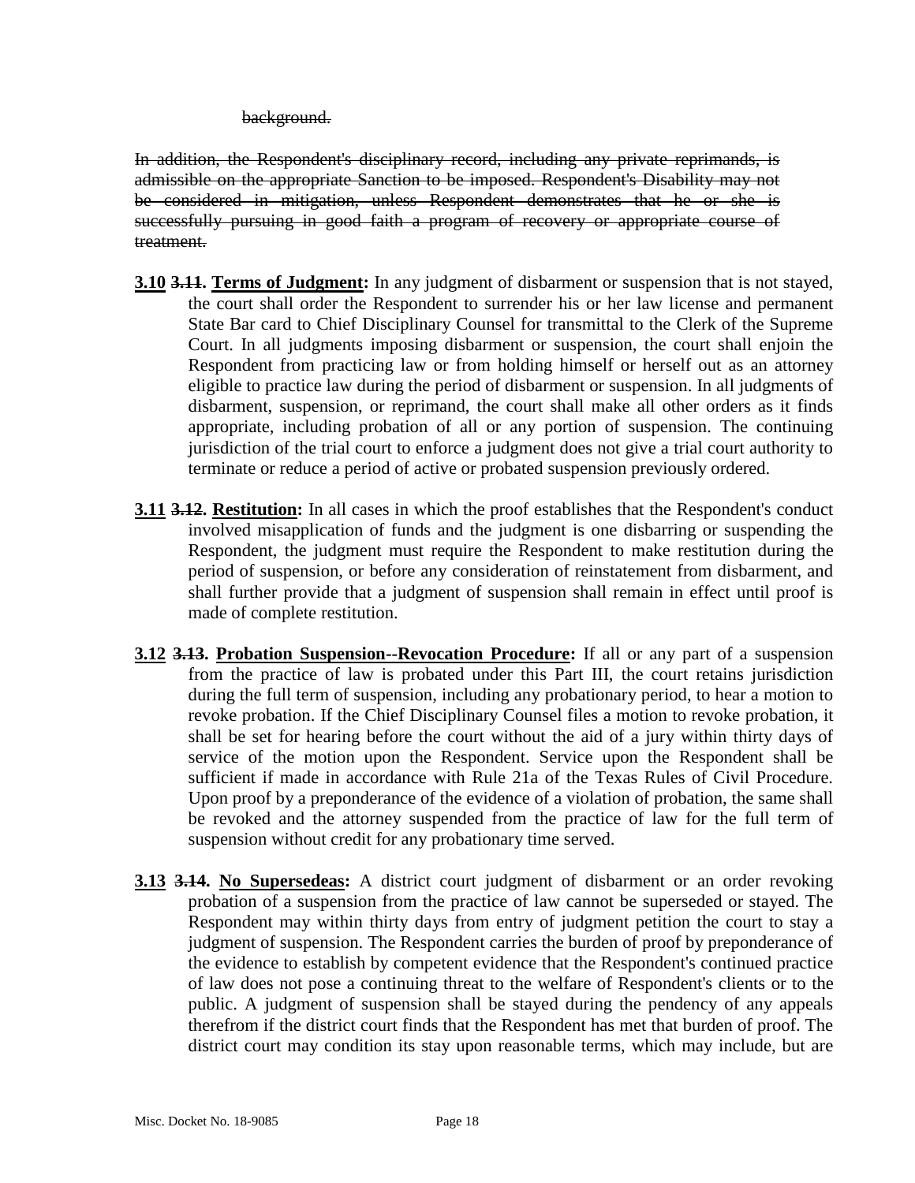~~background.~~

~~In addition, the Respondent's disciplinary record, including any private reprimands, is admissible on the appropriate Sanction to be imposed. Respondent's Disability may not be considered in mitigation, unless Respondent demonstrates that he or she is successfully pursuing in good faith a program of recovery or appropriate course of treatment.~~

**<u>3.10</u> ~~3.11~~. <u>Terms of Judgment</u>:** In any judgment of disbarment or suspension that is not stayed, the court shall order the Respondent to surrender his or her law license and permanent State Bar card to Chief Disciplinary Counsel for transmittal to the Clerk of the Supreme Court. In all judgments imposing disbarment or suspension, the court shall enjoin the Respondent from practicing law or from holding himself or herself out as an attorney eligible to practice law during the period of disbarment or suspension. In all judgments of disbarment, suspension, or reprimand, the court shall make all other orders as it finds appropriate, including probation of all or any portion of suspension. The continuing jurisdiction of the trial court to enforce a judgment does not give a trial court authority to terminate or reduce a period of active or probated suspension previously ordered.

**<u>3.11</u> ~~3.12~~. <u>Restitution</u>:** In all cases in which the proof establishes that the Respondent's conduct involved misapplication of funds and the judgment is one disbarring or suspending the Respondent, the judgment must require the Respondent to make restitution during the period of suspension, or before any consideration of reinstatement from disbarment, and shall further provide that a judgment of suspension shall remain in effect until proof is made of complete restitution.

**<u>3.12</u> ~~3.13~~. <u>Probation Suspension--Revocation Procedure</u>:** If all or any part of a suspension from the practice of law is probated under this Part III, the court retains jurisdiction during the full term of suspension, including any probationary period, to hear a motion to revoke probation. If the Chief Disciplinary Counsel files a motion to revoke probation, it shall be set for hearing before the court without the aid of a jury within thirty days of service of the motion upon the Respondent. Service upon the Respondent shall be sufficient if made in accordance with Rule 21a of the Texas Rules of Civil Procedure. Upon proof by a preponderance of the evidence of a violation of probation, the same shall be revoked and the attorney suspended from the practice of law for the full term of suspension without credit for any probationary time served.

**<u>3.13</u> ~~3.14~~. <u>No Supersedeas</u>:** A district court judgment of disbarment or an order revoking probation of a suspension from the practice of law cannot be superseded or stayed. The Respondent may within thirty days from entry of judgment petition the court to stay a judgment of suspension. The Respondent carries the burden of proof by preponderance of the evidence to establish by competent evidence that the Respondent's continued practice of law does not pose a continuing threat to the welfare of Respondent's clients or to the public. A judgment of suspension shall be stayed during the pendency of any appeals therefrom if the district court finds that the Respondent has met that burden of proof. The district court may condition its stay upon reasonable terms, which may include, but are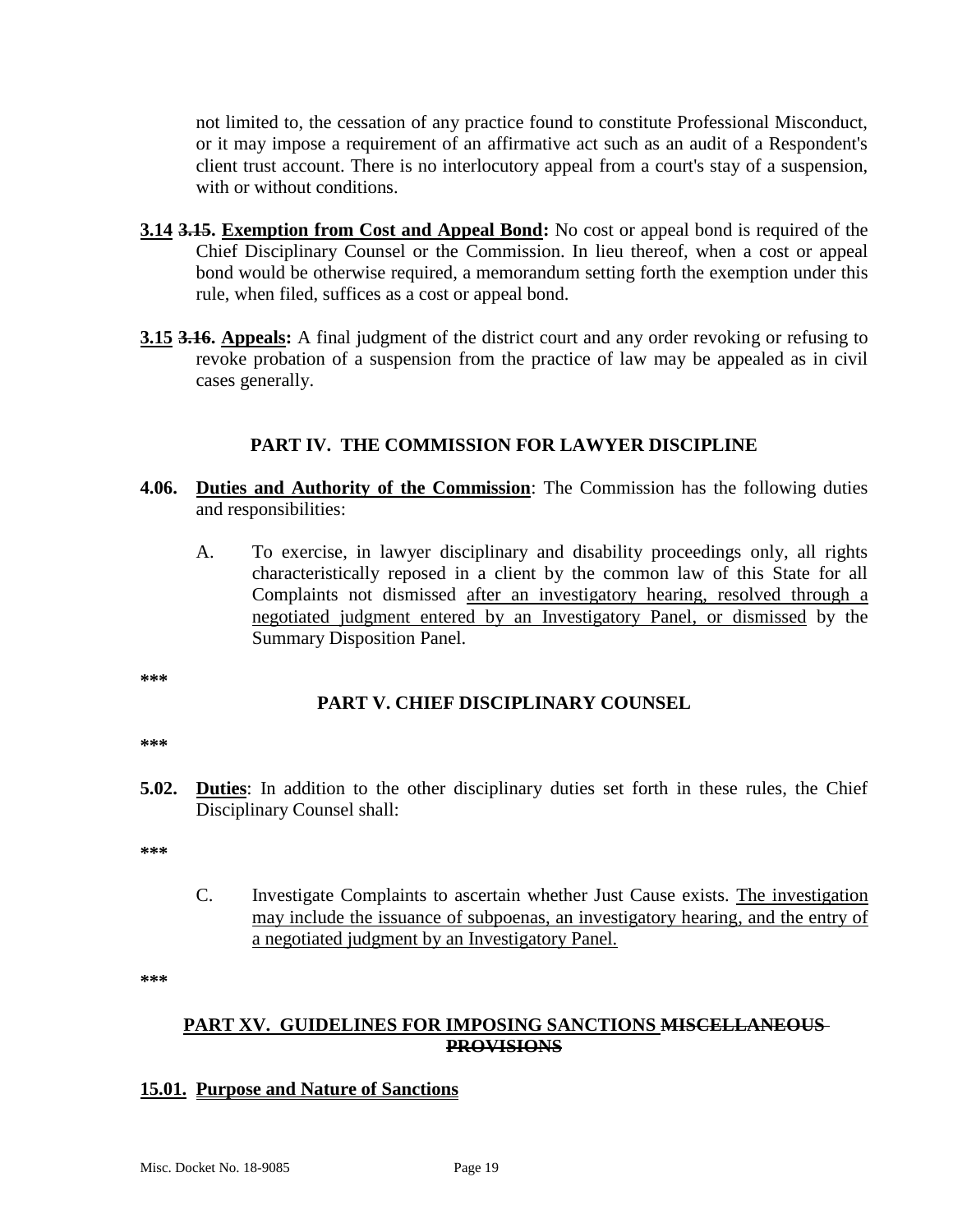not limited to, the cessation of any practice found to constitute Professional Misconduct, or it may impose a requirement of an affirmative act such as an audit of a Respondent's client trust account. There is no interlocutory appeal from a court's stay of a suspension, with or without conditions.

**3.14** ~~**3.15**~~**. Exemption from Cost and Appeal Bond:** No cost or appeal bond is required of the Chief Disciplinary Counsel or the Commission. In lieu thereof, when a cost or appeal bond would be otherwise required, a memorandum setting forth the exemption under this rule, when filed, suffices as a cost or appeal bond.

**3.15** ~~**3.16**~~**. Appeals:** A final judgment of the district court and any order revoking or refusing to revoke probation of a suspension from the practice of law may be appealed as in civil cases generally.

## PART IV. THE COMMISSION FOR LAWYER DISCIPLINE

**4.06. Duties and Authority of the Commission**: The Commission has the following duties and responsibilities:

A. To exercise, in lawyer disciplinary and disability proceedings only, all rights characteristically reposed in a client by the common law of this State for all Complaints not dismissed after an investigatory hearing, resolved through a negotiated judgment entered by an Investigatory Panel, or dismissed by the Summary Disposition Panel.

***

## PART V. CHIEF DISCIPLINARY COUNSEL

***

**5.02. Duties**: In addition to the other disciplinary duties set forth in these rules, the Chief Disciplinary Counsel shall:

***

C. Investigate Complaints to ascertain whether Just Cause exists. The investigation may include the issuance of subpoenas, an investigatory hearing, and the entry of a negotiated judgment by an Investigatory Panel.

***

## PART XV. GUIDELINES FOR IMPOSING SANCTIONS ~~MISCELLANEOUS PROVISIONS~~

**15.01. Purpose and Nature of Sanctions**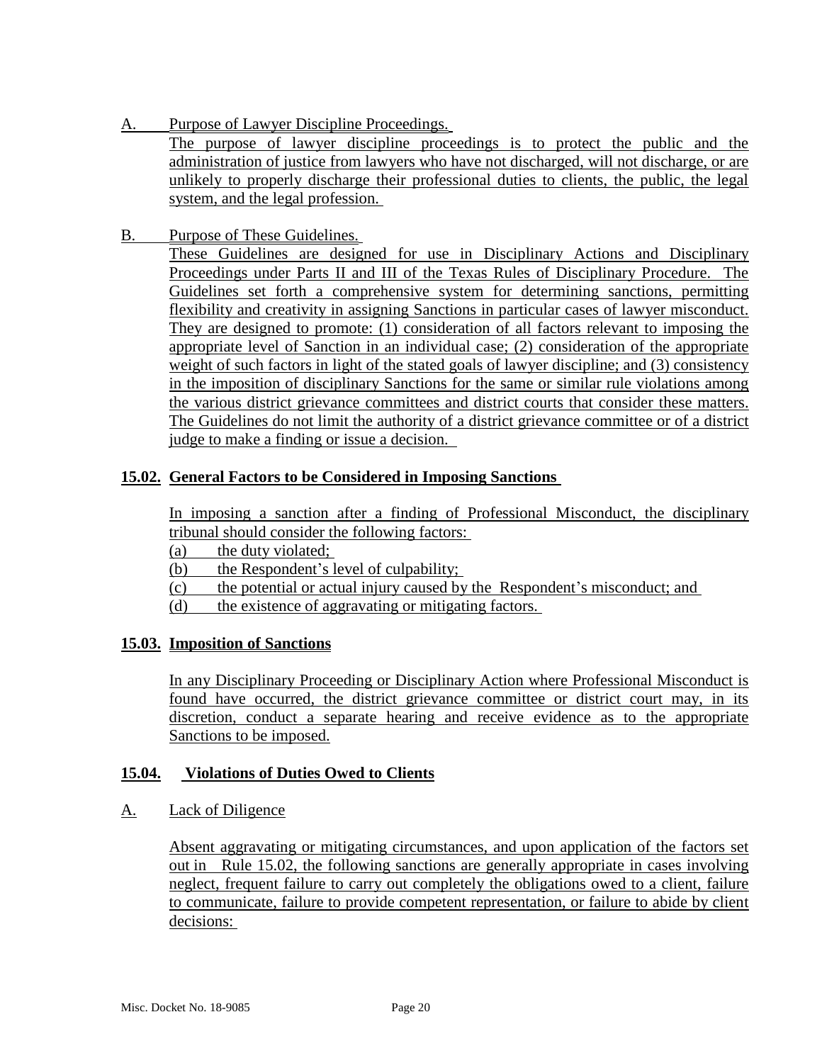A. Purpose of Lawyer Discipline Proceedings.

The purpose of lawyer discipline proceedings is to protect the public and the administration of justice from lawyers who have not discharged, will not discharge, or are unlikely to properly discharge their professional duties to clients, the public, the legal system, and the legal profession.

B. Purpose of These Guidelines.

These Guidelines are designed for use in Disciplinary Actions and Disciplinary Proceedings under Parts II and III of the Texas Rules of Disciplinary Procedure. The Guidelines set forth a comprehensive system for determining sanctions, permitting flexibility and creativity in assigning Sanctions in particular cases of lawyer misconduct. They are designed to promote: (1) consideration of all factors relevant to imposing the appropriate level of Sanction in an individual case; (2) consideration of the appropriate weight of such factors in light of the stated goals of lawyer discipline; and (3) consistency in the imposition of disciplinary Sanctions for the same or similar rule violations among the various district grievance committees and district courts that consider these matters. The Guidelines do not limit the authority of a district grievance committee or of a district judge to make a finding or issue a decision.

## 15.02. General Factors to be Considered in Imposing Sanctions

In imposing a sanction after a finding of Professional Misconduct, the disciplinary tribunal should consider the following factors:

(a) the duty violated;
(b) the Respondent's level of culpability;
(c) the potential or actual injury caused by the Respondent's misconduct; and
(d) the existence of aggravating or mitigating factors.

## 15.03. Imposition of Sanctions

In any Disciplinary Proceeding or Disciplinary Action where Professional Misconduct is found have occurred, the district grievance committee or district court may, in its discretion, conduct a separate hearing and receive evidence as to the appropriate Sanctions to be imposed.

## 15.04. Violations of Duties Owed to Clients

A. Lack of Diligence

Absent aggravating or mitigating circumstances, and upon application of the factors set out in Rule 15.02, the following sanctions are generally appropriate in cases involving neglect, frequent failure to carry out completely the obligations owed to a client, failure to communicate, failure to provide competent representation, or failure to abide by client decisions: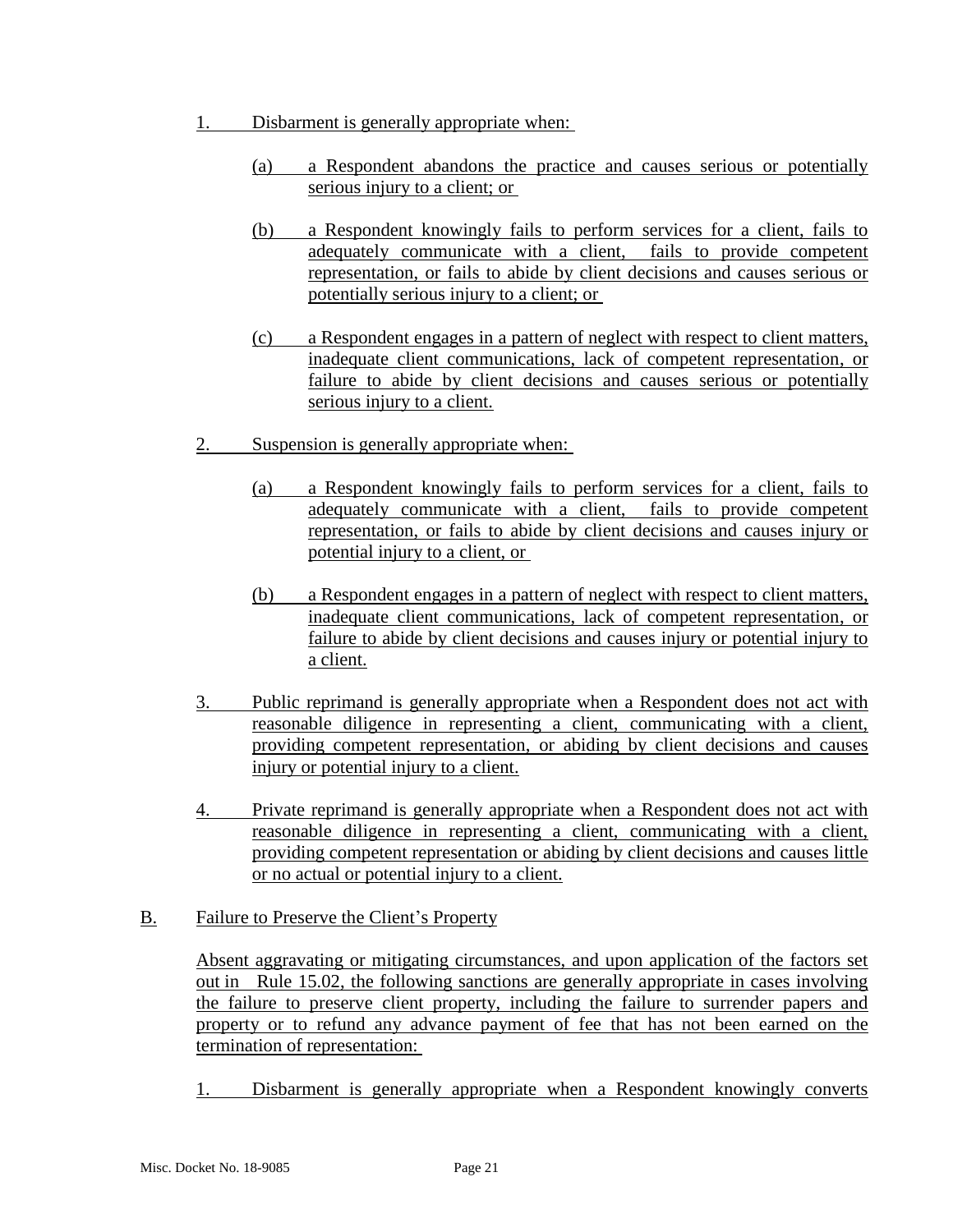1. Disbarment is generally appropriate when:

   (a) a Respondent abandons the practice and causes serious or potentially serious injury to a client; or

   (b) a Respondent knowingly fails to perform services for a client, fails to adequately communicate with a client, fails to provide competent representation, or fails to abide by client decisions and causes serious or potentially serious injury to a client; or

   (c) a Respondent engages in a pattern of neglect with respect to client matters, inadequate client communications, lack of competent representation, or failure to abide by client decisions and causes serious or potentially serious injury to a client.

2. Suspension is generally appropriate when:

   (a) a Respondent knowingly fails to perform services for a client, fails to adequately communicate with a client, fails to provide competent representation, or fails to abide by client decisions and causes injury or potential injury to a client, or

   (b) a Respondent engages in a pattern of neglect with respect to client matters, inadequate client communications, lack of competent representation, or failure to abide by client decisions and causes injury or potential injury to a client.

3. Public reprimand is generally appropriate when a Respondent does not act with reasonable diligence in representing a client, communicating with a client, providing competent representation, or abiding by client decisions and causes injury or potential injury to a client.

4. Private reprimand is generally appropriate when a Respondent does not act with reasonable diligence in representing a client, communicating with a client, providing competent representation or abiding by client decisions and causes little or no actual or potential injury to a client.

B. Failure to Preserve the Client's Property

Absent aggravating or mitigating circumstances, and upon application of the factors set out in Rule 15.02, the following sanctions are generally appropriate in cases involving the failure to preserve client property, including the failure to surrender papers and property or to refund any advance payment of fee that has not been earned on the termination of representation:

1. Disbarment is generally appropriate when a Respondent knowingly converts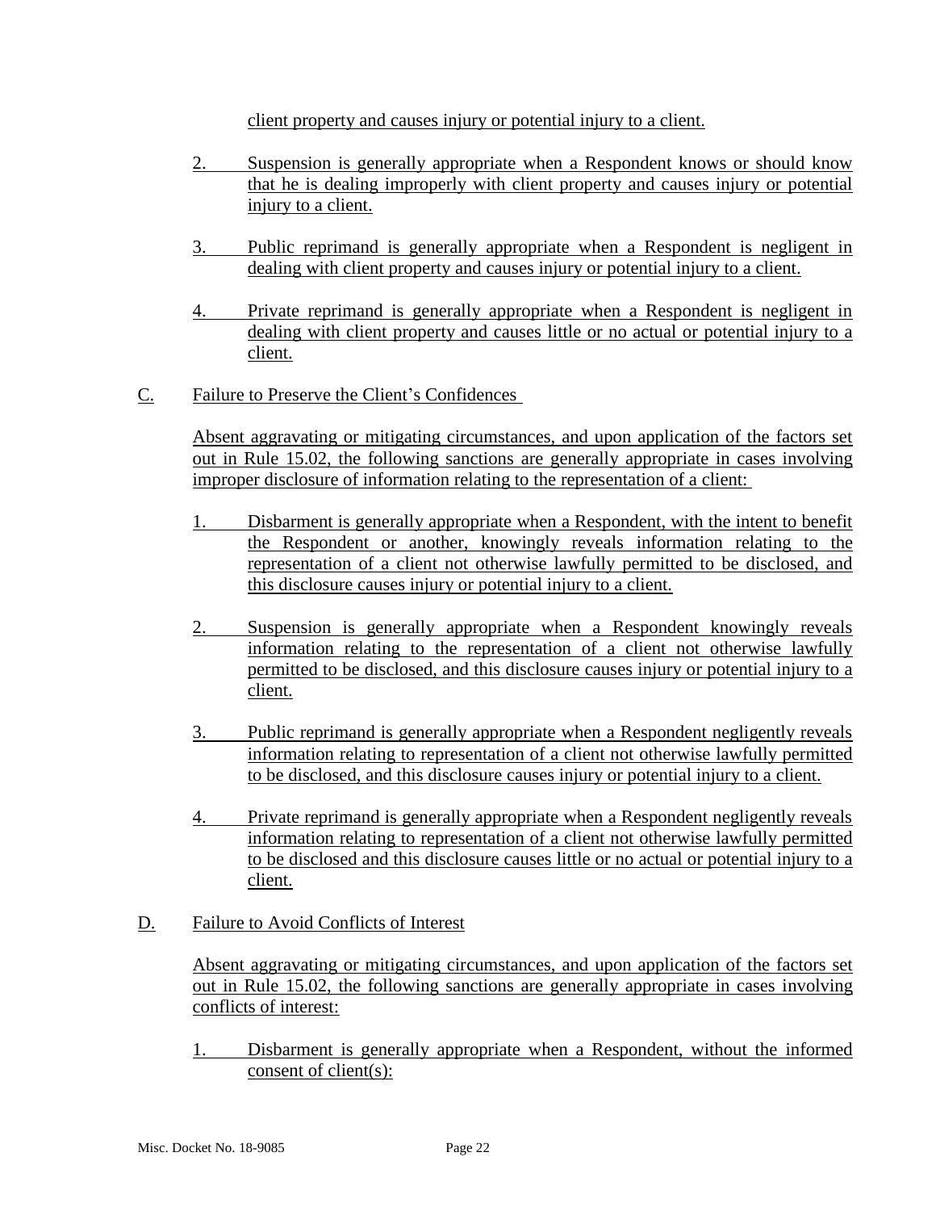client property and causes injury or potential injury to a client.

2. Suspension is generally appropriate when a Respondent knows or should know that he is dealing improperly with client property and causes injury or potential injury to a client.

3. Public reprimand is generally appropriate when a Respondent is negligent in dealing with client property and causes injury or potential injury to a client.

4. Private reprimand is generally appropriate when a Respondent is negligent in dealing with client property and causes little or no actual or potential injury to a client.

C. Failure to Preserve the Client's Confidences

Absent aggravating or mitigating circumstances, and upon application of the factors set out in Rule 15.02, the following sanctions are generally appropriate in cases involving improper disclosure of information relating to the representation of a client:

1. Disbarment is generally appropriate when a Respondent, with the intent to benefit the Respondent or another, knowingly reveals information relating to the representation of a client not otherwise lawfully permitted to be disclosed, and this disclosure causes injury or potential injury to a client.

2. Suspension is generally appropriate when a Respondent knowingly reveals information relating to the representation of a client not otherwise lawfully permitted to be disclosed, and this disclosure causes injury or potential injury to a client.

3. Public reprimand is generally appropriate when a Respondent negligently reveals information relating to representation of a client not otherwise lawfully permitted to be disclosed, and this disclosure causes injury or potential injury to a client.

4. Private reprimand is generally appropriate when a Respondent negligently reveals information relating to representation of a client not otherwise lawfully permitted to be disclosed and this disclosure causes little or no actual or potential injury to a client.

D. Failure to Avoid Conflicts of Interest

Absent aggravating or mitigating circumstances, and upon application of the factors set out in Rule 15.02, the following sanctions are generally appropriate in cases involving conflicts of interest:

1. Disbarment is generally appropriate when a Respondent, without the informed consent of client(s):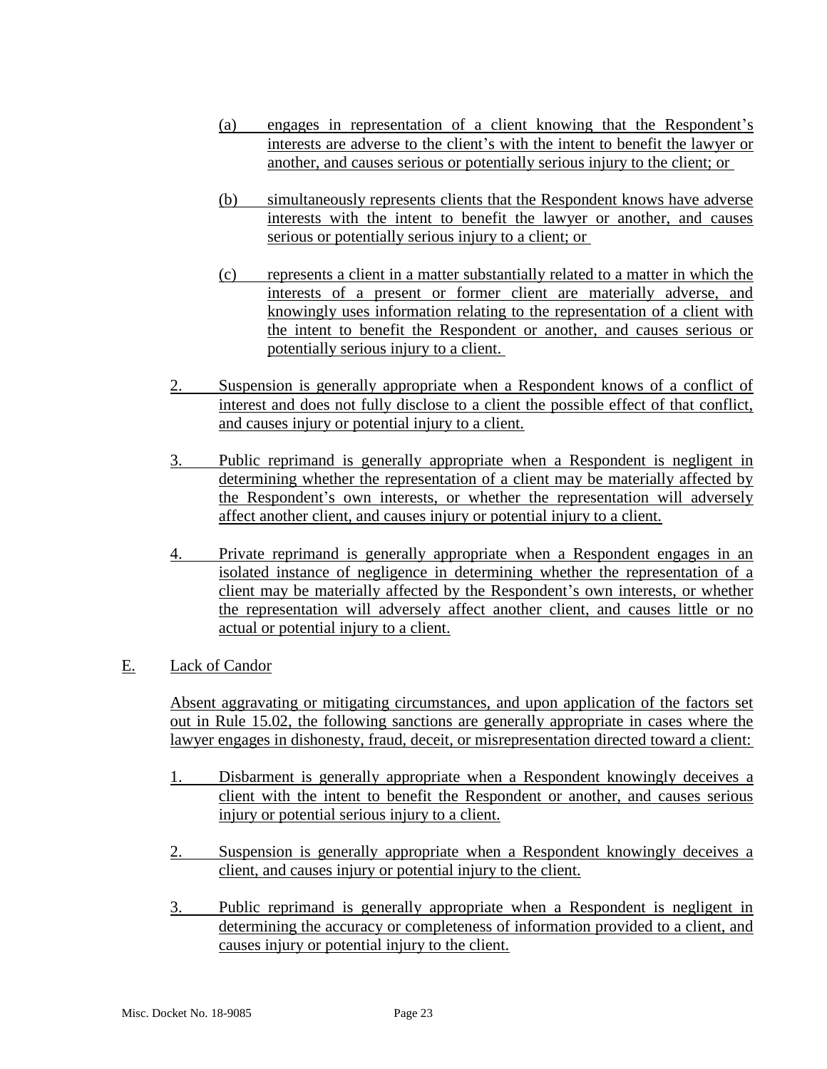(a) engages in representation of a client knowing that the Respondent's interests are adverse to the client's with the intent to benefit the lawyer or another, and causes serious or potentially serious injury to the client; or

(b) simultaneously represents clients that the Respondent knows have adverse interests with the intent to benefit the lawyer or another, and causes serious or potentially serious injury to a client; or

(c) represents a client in a matter substantially related to a matter in which the interests of a present or former client are materially adverse, and knowingly uses information relating to the representation of a client with the intent to benefit the Respondent or another, and causes serious or potentially serious injury to a client.

2. Suspension is generally appropriate when a Respondent knows of a conflict of interest and does not fully disclose to a client the possible effect of that conflict, and causes injury or potential injury to a client.

3. Public reprimand is generally appropriate when a Respondent is negligent in determining whether the representation of a client may be materially affected by the Respondent's own interests, or whether the representation will adversely affect another client, and causes injury or potential injury to a client.

4. Private reprimand is generally appropriate when a Respondent engages in an isolated instance of negligence in determining whether the representation of a client may be materially affected by the Respondent's own interests, or whether the representation will adversely affect another client, and causes little or no actual or potential injury to a client.

E. Lack of Candor

Absent aggravating or mitigating circumstances, and upon application of the factors set out in Rule 15.02, the following sanctions are generally appropriate in cases where the lawyer engages in dishonesty, fraud, deceit, or misrepresentation directed toward a client:

1. Disbarment is generally appropriate when a Respondent knowingly deceives a client with the intent to benefit the Respondent or another, and causes serious injury or potential serious injury to a client.

2. Suspension is generally appropriate when a Respondent knowingly deceives a client, and causes injury or potential injury to the client.

3. Public reprimand is generally appropriate when a Respondent is negligent in determining the accuracy or completeness of information provided to a client, and causes injury or potential injury to the client.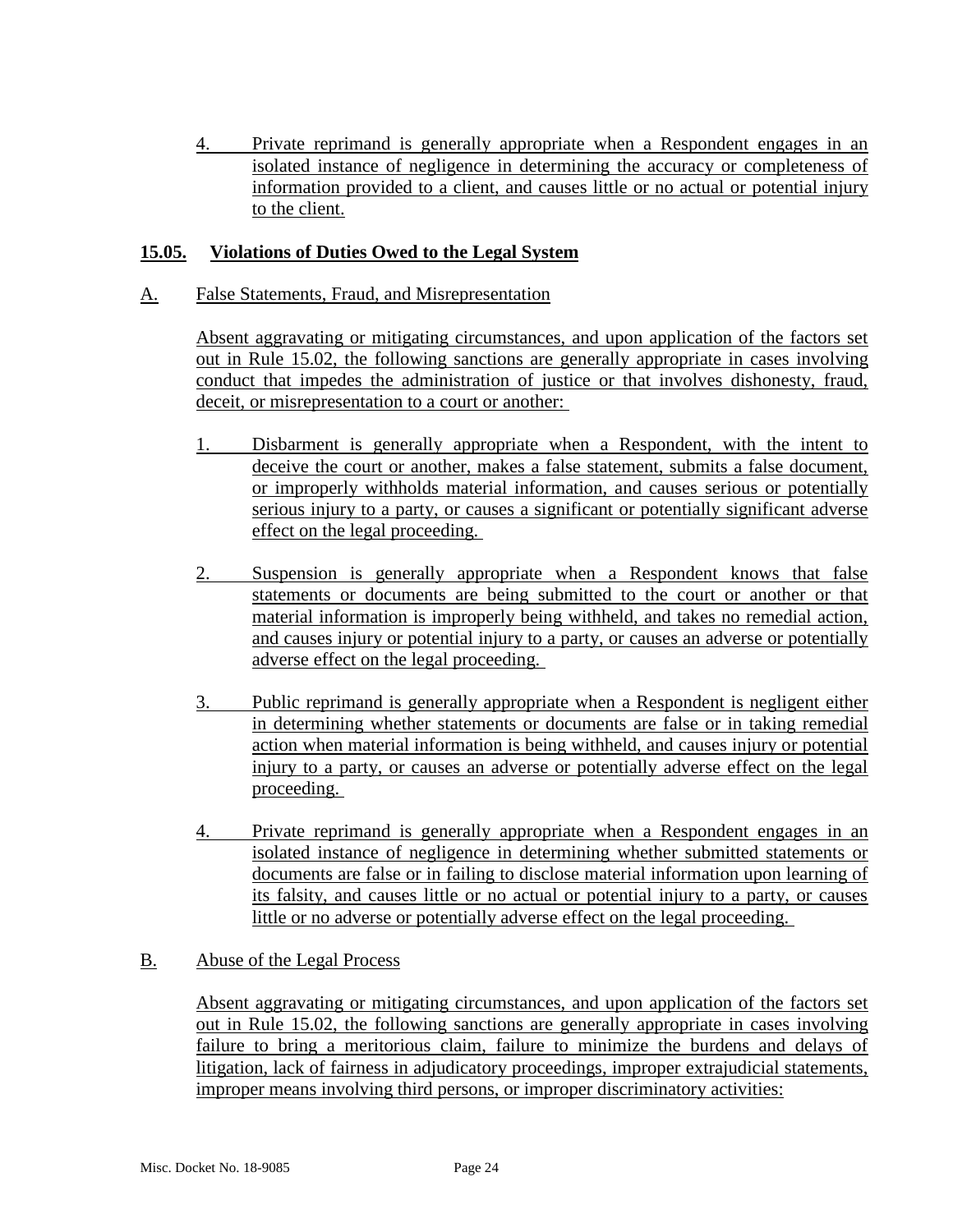4. Private reprimand is generally appropriate when a Respondent engages in an isolated instance of negligence in determining the accuracy or completeness of information provided to a client, and causes little or no actual or potential injury to the client.

## 15.05. Violations of Duties Owed to the Legal System

### A. False Statements, Fraud, and Misrepresentation

Absent aggravating or mitigating circumstances, and upon application of the factors set out in Rule 15.02, the following sanctions are generally appropriate in cases involving conduct that impedes the administration of justice or that involves dishonesty, fraud, deceit, or misrepresentation to a court or another:

1. Disbarment is generally appropriate when a Respondent, with the intent to deceive the court or another, makes a false statement, submits a false document, or improperly withholds material information, and causes serious or potentially serious injury to a party, or causes a significant or potentially significant adverse effect on the legal proceeding.

2. Suspension is generally appropriate when a Respondent knows that false statements or documents are being submitted to the court or another or that material information is improperly being withheld, and takes no remedial action, and causes injury or potential injury to a party, or causes an adverse or potentially adverse effect on the legal proceeding.

3. Public reprimand is generally appropriate when a Respondent is negligent either in determining whether statements or documents are false or in taking remedial action when material information is being withheld, and causes injury or potential injury to a party, or causes an adverse or potentially adverse effect on the legal proceeding.

4. Private reprimand is generally appropriate when a Respondent engages in an isolated instance of negligence in determining whether submitted statements or documents are false or in failing to disclose material information upon learning of its falsity, and causes little or no actual or potential injury to a party, or causes little or no adverse or potentially adverse effect on the legal proceeding.

### B. Abuse of the Legal Process

Absent aggravating or mitigating circumstances, and upon application of the factors set out in Rule 15.02, the following sanctions are generally appropriate in cases involving failure to bring a meritorious claim, failure to minimize the burdens and delays of litigation, lack of fairness in adjudicatory proceedings, improper extrajudicial statements, improper means involving third persons, or improper discriminatory activities: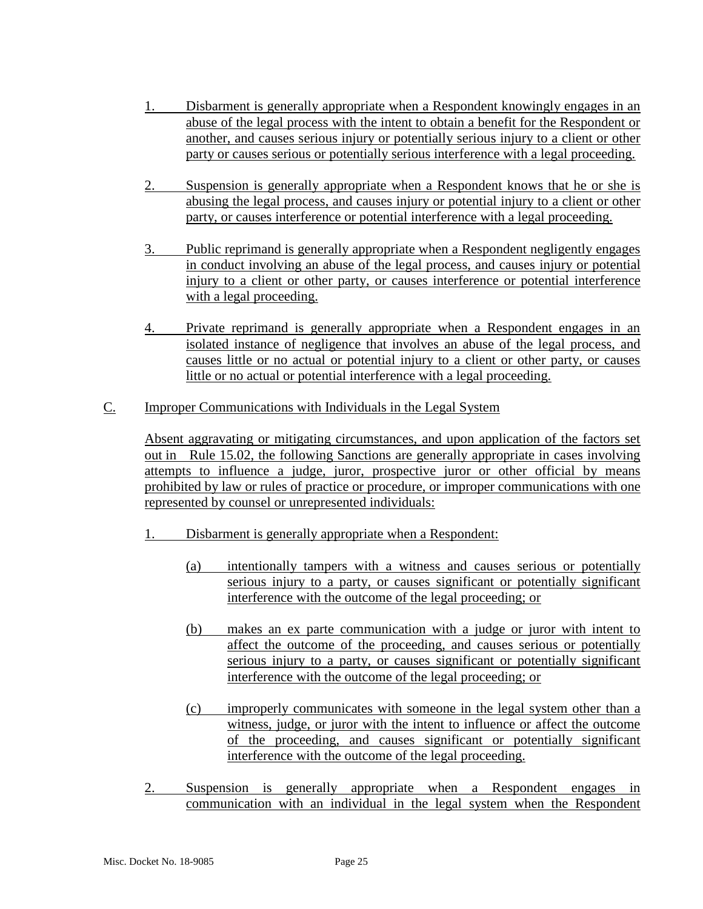1. Disbarment is generally appropriate when a Respondent knowingly engages in an abuse of the legal process with the intent to obtain a benefit for the Respondent or another, and causes serious injury or potentially serious injury to a client or other party or causes serious or potentially serious interference with a legal proceeding.

2. Suspension is generally appropriate when a Respondent knows that he or she is abusing the legal process, and causes injury or potential injury to a client or other party, or causes interference or potential interference with a legal proceeding.

3. Public reprimand is generally appropriate when a Respondent negligently engages in conduct involving an abuse of the legal process, and causes injury or potential injury to a client or other party, or causes interference or potential interference with a legal proceeding.

4. Private reprimand is generally appropriate when a Respondent engages in an isolated instance of negligence that involves an abuse of the legal process, and causes little or no actual or potential injury to a client or other party, or causes little or no actual or potential interference with a legal proceeding.

C. Improper Communications with Individuals in the Legal System

Absent aggravating or mitigating circumstances, and upon application of the factors set out in Rule 15.02, the following Sanctions are generally appropriate in cases involving attempts to influence a judge, juror, prospective juror or other official by means prohibited by law or rules of practice or procedure, or improper communications with one represented by counsel or unrepresented individuals:

1. Disbarment is generally appropriate when a Respondent:

   (a) intentionally tampers with a witness and causes serious or potentially serious injury to a party, or causes significant or potentially significant interference with the outcome of the legal proceeding; or

   (b) makes an ex parte communication with a judge or juror with intent to affect the outcome of the proceeding, and causes serious or potentially serious injury to a party, or causes significant or potentially significant interference with the outcome of the legal proceeding; or

   (c) improperly communicates with someone in the legal system other than a witness, judge, or juror with the intent to influence or affect the outcome of the proceeding, and causes significant or potentially significant interference with the outcome of the legal proceeding.

2. Suspension is generally appropriate when a Respondent engages in communication with an individual in the legal system when the Respondent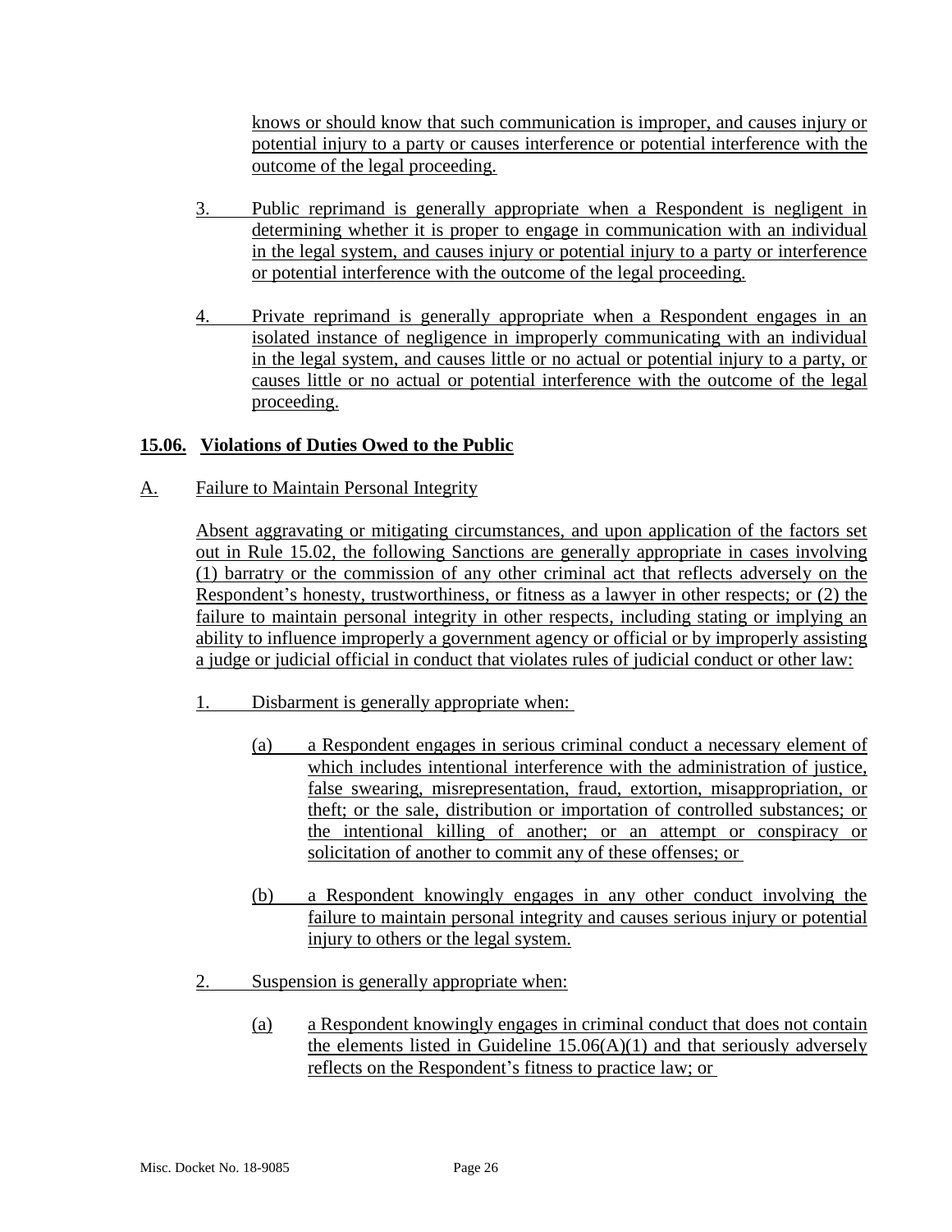knows or should know that such communication is improper, and causes injury or potential injury to a party or causes interference or potential interference with the outcome of the legal proceeding.

3. Public reprimand is generally appropriate when a Respondent is negligent in determining whether it is proper to engage in communication with an individual in the legal system, and causes injury or potential injury to a party or interference or potential interference with the outcome of the legal proceeding.

4. Private reprimand is generally appropriate when a Respondent engages in an isolated instance of negligence in improperly communicating with an individual in the legal system, and causes little or no actual or potential injury to a party, or causes little or no actual or potential interference with the outcome of the legal proceeding.

## 15.06. Violations of Duties Owed to the Public

A. Failure to Maintain Personal Integrity

Absent aggravating or mitigating circumstances, and upon application of the factors set out in Rule 15.02, the following Sanctions are generally appropriate in cases involving (1) barratry or the commission of any other criminal act that reflects adversely on the Respondent's honesty, trustworthiness, or fitness as a lawyer in other respects; or (2) the failure to maintain personal integrity in other respects, including stating or implying an ability to influence improperly a government agency or official or by improperly assisting a judge or judicial official in conduct that violates rules of judicial conduct or other law:

1. Disbarment is generally appropriate when:

   (a) a Respondent engages in serious criminal conduct a necessary element of which includes intentional interference with the administration of justice, false swearing, misrepresentation, fraud, extortion, misappropriation, or theft; or the sale, distribution or importation of controlled substances; or the intentional killing of another; or an attempt or conspiracy or solicitation of another to commit any of these offenses; or

   (b) a Respondent knowingly engages in any other conduct involving the failure to maintain personal integrity and causes serious injury or potential injury to others or the legal system.

2. Suspension is generally appropriate when:

   (a) a Respondent knowingly engages in criminal conduct that does not contain the elements listed in Guideline 15.06(A)(1) and that seriously adversely reflects on the Respondent's fitness to practice law; or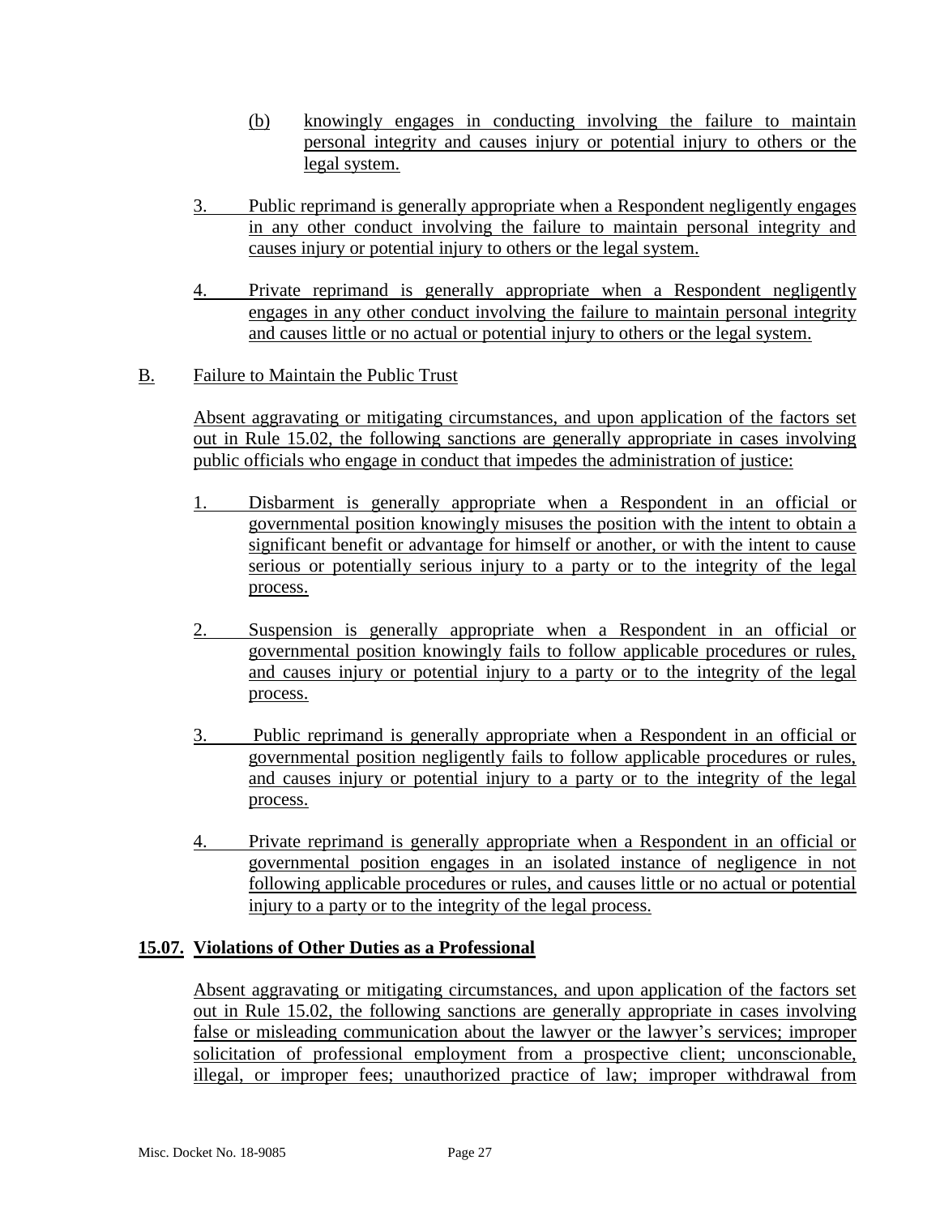(b) knowingly engages in conducting involving the failure to maintain personal integrity and causes injury or potential injury to others or the legal system.

3. Public reprimand is generally appropriate when a Respondent negligently engages in any other conduct involving the failure to maintain personal integrity and causes injury or potential injury to others or the legal system.

4. Private reprimand is generally appropriate when a Respondent negligently engages in any other conduct involving the failure to maintain personal integrity and causes little or no actual or potential injury to others or the legal system.

B. Failure to Maintain the Public Trust

Absent aggravating or mitigating circumstances, and upon application of the factors set out in Rule 15.02, the following sanctions are generally appropriate in cases involving public officials who engage in conduct that impedes the administration of justice:

1. Disbarment is generally appropriate when a Respondent in an official or governmental position knowingly misuses the position with the intent to obtain a significant benefit or advantage for himself or another, or with the intent to cause serious or potentially serious injury to a party or to the integrity of the legal process.

2. Suspension is generally appropriate when a Respondent in an official or governmental position knowingly fails to follow applicable procedures or rules, and causes injury or potential injury to a party or to the integrity of the legal process.

3. Public reprimand is generally appropriate when a Respondent in an official or governmental position negligently fails to follow applicable procedures or rules, and causes injury or potential injury to a party or to the integrity of the legal process.

4. Private reprimand is generally appropriate when a Respondent in an official or governmental position engages in an isolated instance of negligence in not following applicable procedures or rules, and causes little or no actual or potential injury to a party or to the integrity of the legal process.

### 15.07. Violations of Other Duties as a Professional

Absent aggravating or mitigating circumstances, and upon application of the factors set out in Rule 15.02, the following sanctions are generally appropriate in cases involving false or misleading communication about the lawyer or the lawyer's services; improper solicitation of professional employment from a prospective client; unconscionable, illegal, or improper fees; unauthorized practice of law; improper withdrawal from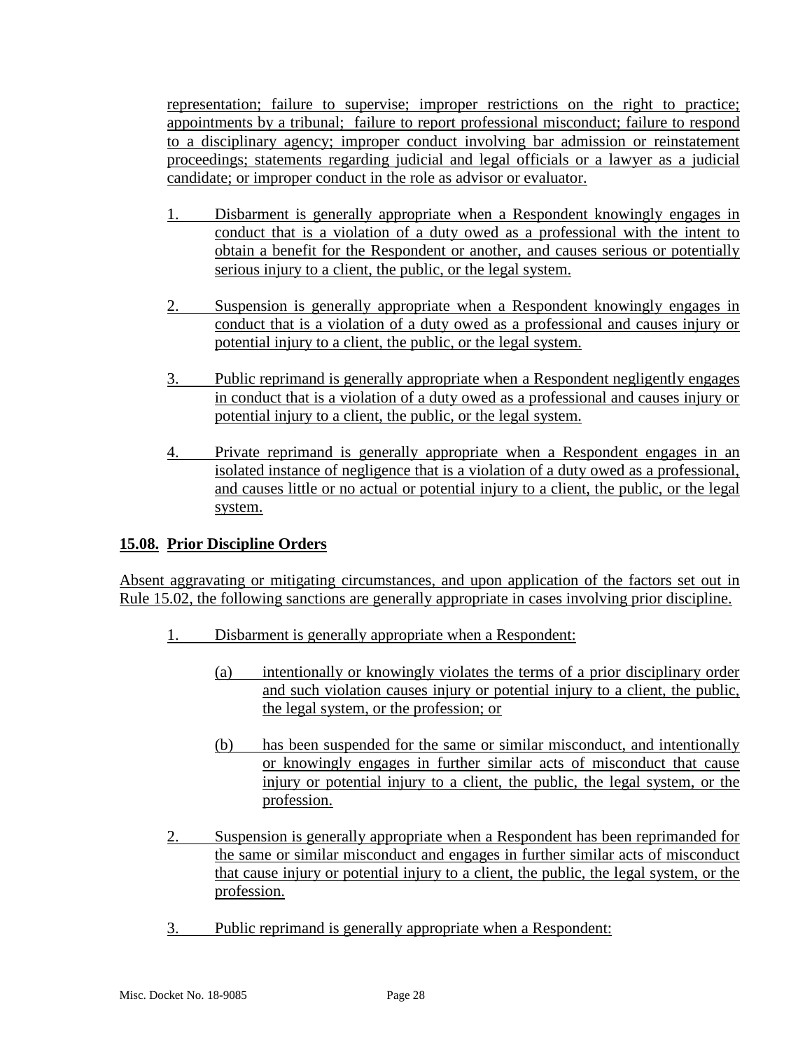representation; failure to supervise; improper restrictions on the right to practice; appointments by a tribunal; failure to report professional misconduct; failure to respond to a disciplinary agency; improper conduct involving bar admission or reinstatement proceedings; statements regarding judicial and legal officials or a lawyer as a judicial candidate; or improper conduct in the role as advisor or evaluator.

1. Disbarment is generally appropriate when a Respondent knowingly engages in conduct that is a violation of a duty owed as a professional with the intent to obtain a benefit for the Respondent or another, and causes serious or potentially serious injury to a client, the public, or the legal system.

2. Suspension is generally appropriate when a Respondent knowingly engages in conduct that is a violation of a duty owed as a professional and causes injury or potential injury to a client, the public, or the legal system.

3. Public reprimand is generally appropriate when a Respondent negligently engages in conduct that is a violation of a duty owed as a professional and causes injury or potential injury to a client, the public, or the legal system.

4. Private reprimand is generally appropriate when a Respondent engages in an isolated instance of negligence that is a violation of a duty owed as a professional, and causes little or no actual or potential injury to a client, the public, or the legal system.

## 15.08. Prior Discipline Orders

Absent aggravating or mitigating circumstances, and upon application of the factors set out in Rule 15.02, the following sanctions are generally appropriate in cases involving prior discipline.

1. Disbarment is generally appropriate when a Respondent:

   (a) intentionally or knowingly violates the terms of a prior disciplinary order and such violation causes injury or potential injury to a client, the public, the legal system, or the profession; or

   (b) has been suspended for the same or similar misconduct, and intentionally or knowingly engages in further similar acts of misconduct that cause injury or potential injury to a client, the public, the legal system, or the profession.

2. Suspension is generally appropriate when a Respondent has been reprimanded for the same or similar misconduct and engages in further similar acts of misconduct that cause injury or potential injury to a client, the public, the legal system, or the profession.

3. Public reprimand is generally appropriate when a Respondent: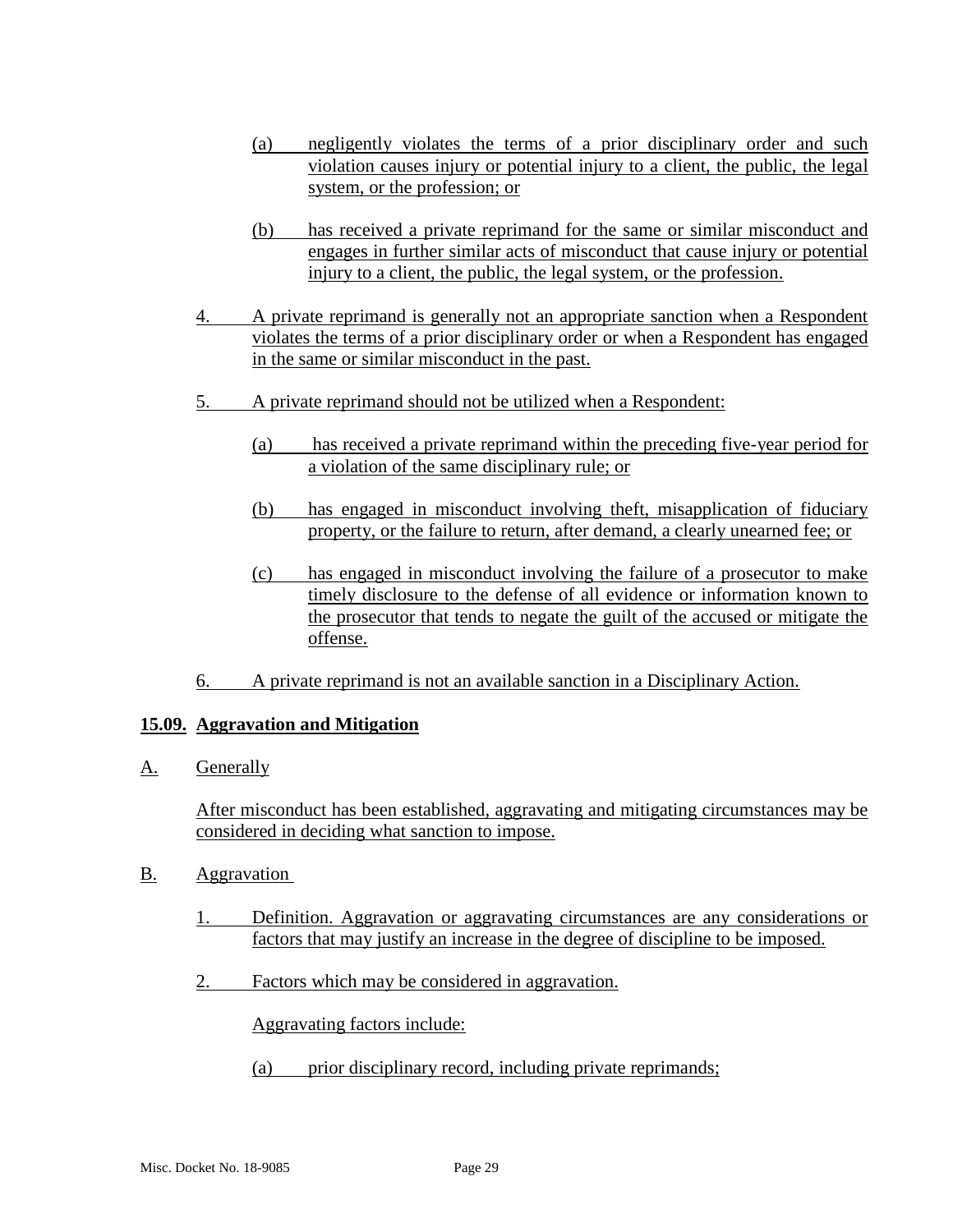(a) negligently violates the terms of a prior disciplinary order and such violation causes injury or potential injury to a client, the public, the legal system, or the profession; or

(b) has received a private reprimand for the same or similar misconduct and engages in further similar acts of misconduct that cause injury or potential injury to a client, the public, the legal system, or the profession.

4. A private reprimand is generally not an appropriate sanction when a Respondent violates the terms of a prior disciplinary order or when a Respondent has engaged in the same or similar misconduct in the past.

5. A private reprimand should not be utilized when a Respondent:

(a) has received a private reprimand within the preceding five-year period for a violation of the same disciplinary rule; or

(b) has engaged in misconduct involving theft, misapplication of fiduciary property, or the failure to return, after demand, a clearly unearned fee; or

(c) has engaged in misconduct involving the failure of a prosecutor to make timely disclosure to the defense of all evidence or information known to the prosecutor that tends to negate the guilt of the accused or mitigate the offense.

6. A private reprimand is not an available sanction in a Disciplinary Action.

## 15.09. Aggravation and Mitigation

A. Generally

After misconduct has been established, aggravating and mitigating circumstances may be considered in deciding what sanction to impose.

B. Aggravation

1. Definition. Aggravation or aggravating circumstances are any considerations or factors that may justify an increase in the degree of discipline to be imposed.

2. Factors which may be considered in aggravation.

Aggravating factors include:

(a) prior disciplinary record, including private reprimands;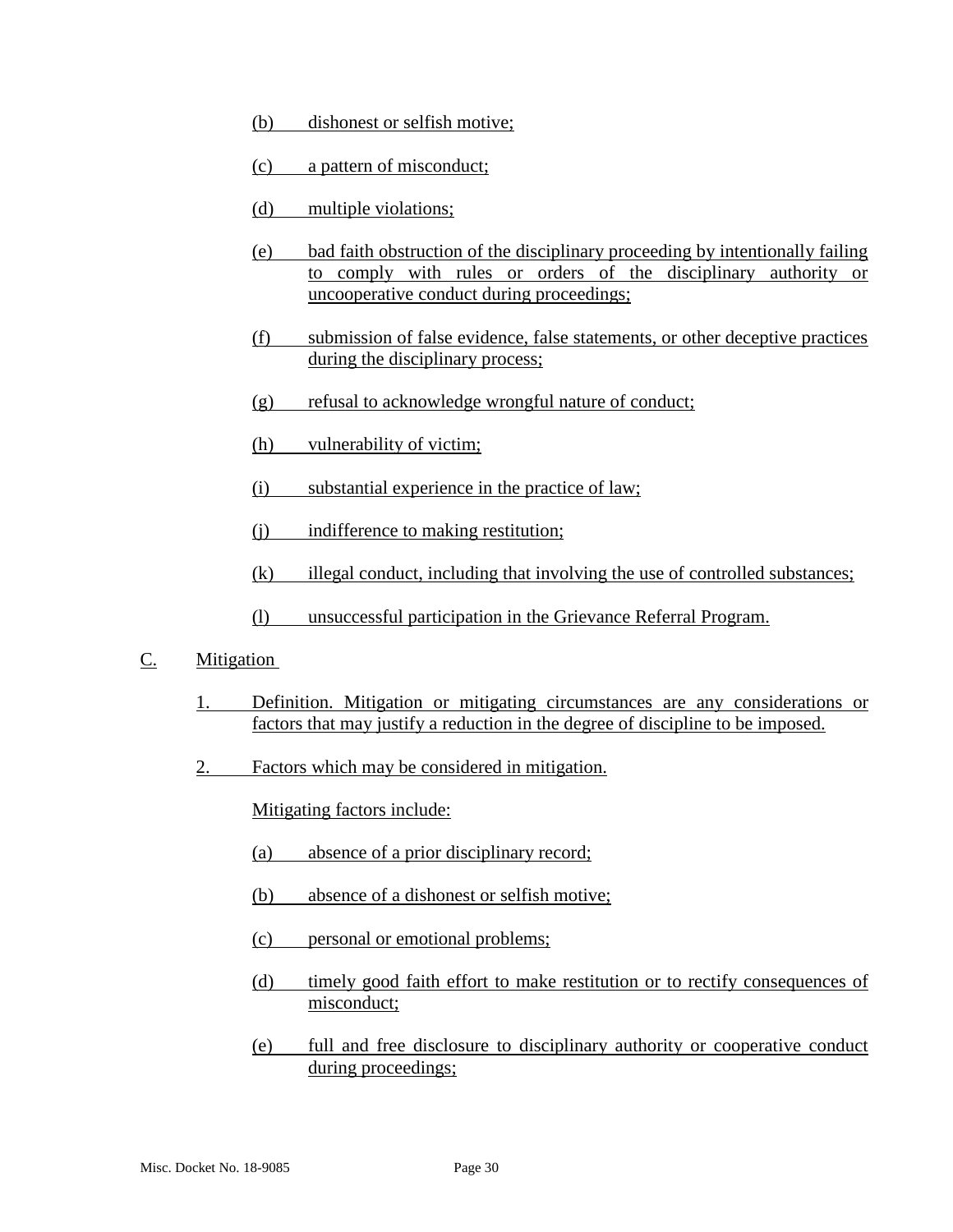(b) dishonest or selfish motive;

(c) a pattern of misconduct;

(d) multiple violations;

(e) bad faith obstruction of the disciplinary proceeding by intentionally failing to comply with rules or orders of the disciplinary authority or uncooperative conduct during proceedings;

(f) submission of false evidence, false statements, or other deceptive practices during the disciplinary process;

(g) refusal to acknowledge wrongful nature of conduct;

(h) vulnerability of victim;

(i) substantial experience in the practice of law;

(j) indifference to making restitution;

(k) illegal conduct, including that involving the use of controlled substances;

(l) unsuccessful participation in the Grievance Referral Program.

C. Mitigation

1. Definition. Mitigation or mitigating circumstances are any considerations or factors that may justify a reduction in the degree of discipline to be imposed.

2. Factors which may be considered in mitigation.

Mitigating factors include:

(a) absence of a prior disciplinary record;

(b) absence of a dishonest or selfish motive;

(c) personal or emotional problems;

(d) timely good faith effort to make restitution or to rectify consequences of misconduct;

(e) full and free disclosure to disciplinary authority or cooperative conduct during proceedings;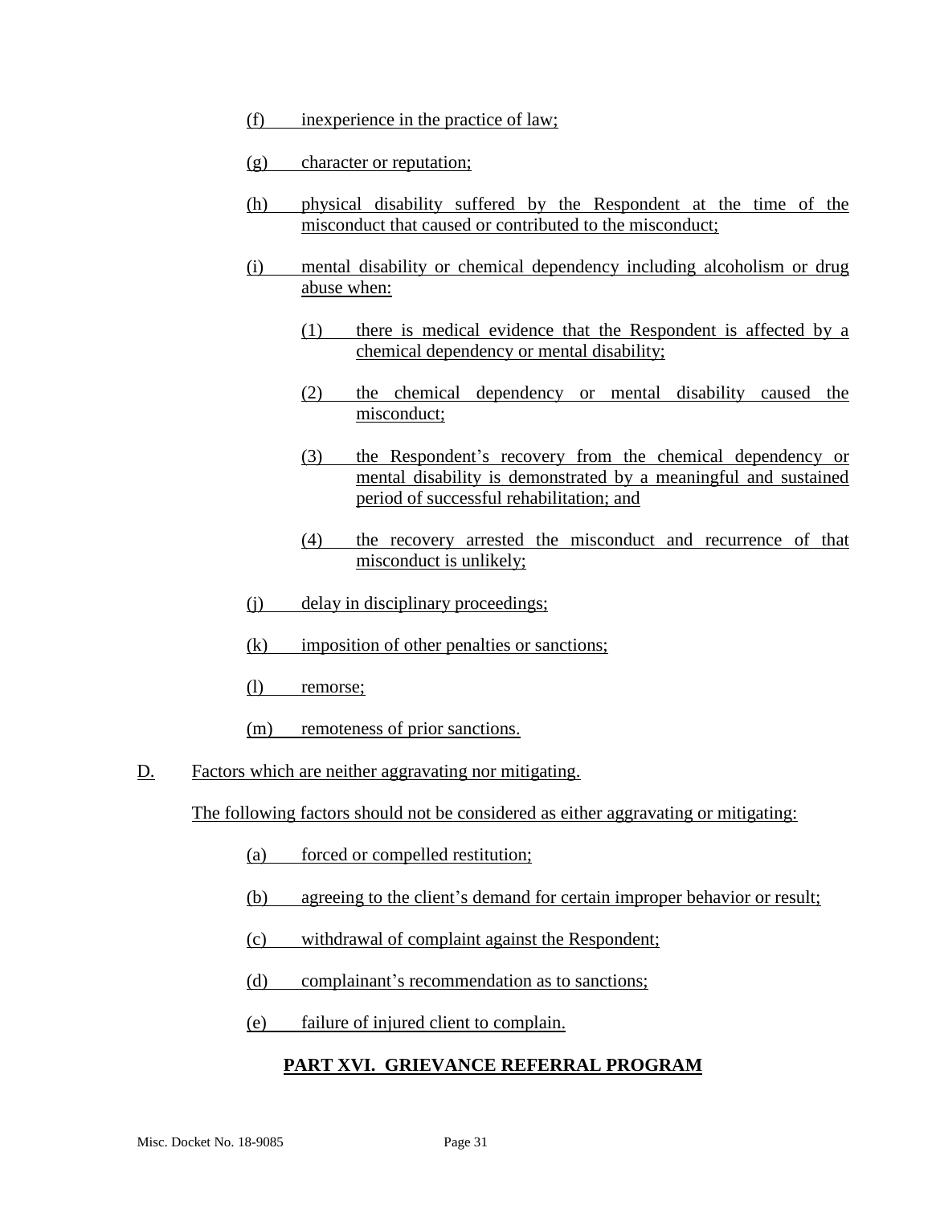(f) inexperience in the practice of law;

(g) character or reputation;

(h) physical disability suffered by the Respondent at the time of the misconduct that caused or contributed to the misconduct;

(i) mental disability or chemical dependency including alcoholism or drug abuse when:

   (1) there is medical evidence that the Respondent is affected by a chemical dependency or mental disability;

   (2) the chemical dependency or mental disability caused the misconduct;

   (3) the Respondent's recovery from the chemical dependency or mental disability is demonstrated by a meaningful and sustained period of successful rehabilitation; and

   (4) the recovery arrested the misconduct and recurrence of that misconduct is unlikely;

(j) delay in disciplinary proceedings;

(k) imposition of other penalties or sanctions;

(l) remorse;

(m) remoteness of prior sanctions.

D. Factors which are neither aggravating nor mitigating.

The following factors should not be considered as either aggravating or mitigating:

(a) forced or compelled restitution;

(b) agreeing to the client's demand for certain improper behavior or result;

(c) withdrawal of complaint against the Respondent;

(d) complainant's recommendation as to sanctions;

(e) failure of injured client to complain.

## PART XVI. GRIEVANCE REFERRAL PROGRAM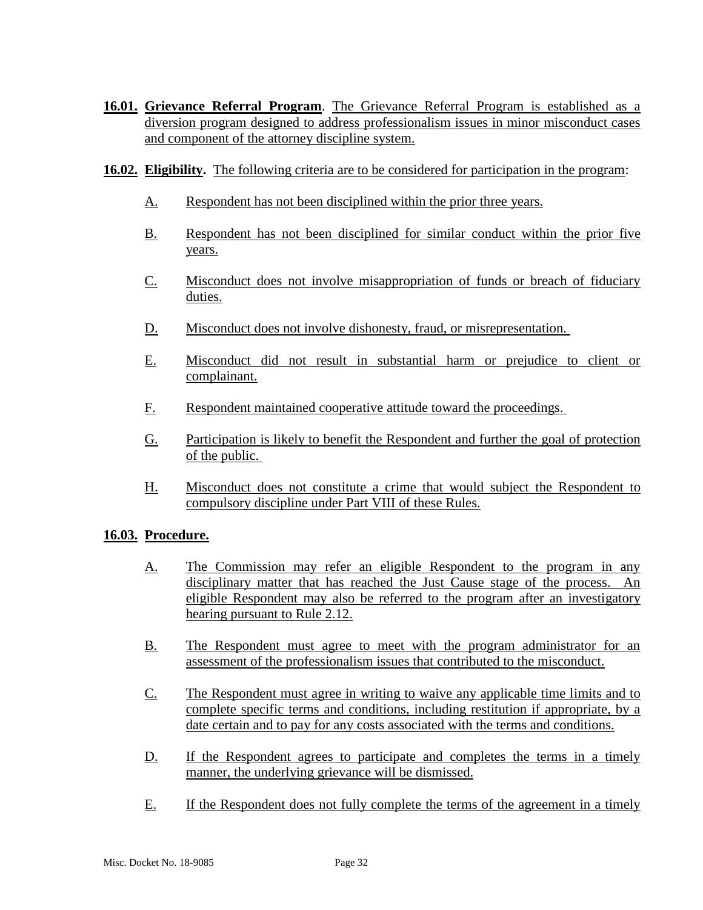**16.01. Grievance Referral Program**. The Grievance Referral Program is established as a diversion program designed to address professionalism issues in minor misconduct cases and component of the attorney discipline system.

**16.02. Eligibility.** The following criteria are to be considered for participation in the program:

A. Respondent has not been disciplined within the prior three years.

B. Respondent has not been disciplined for similar conduct within the prior five years.

C. Misconduct does not involve misappropriation of funds or breach of fiduciary duties.

D. Misconduct does not involve dishonesty, fraud, or misrepresentation.

E. Misconduct did not result in substantial harm or prejudice to client or complainant.

F. Respondent maintained cooperative attitude toward the proceedings.

G. Participation is likely to benefit the Respondent and further the goal of protection of the public.

H. Misconduct does not constitute a crime that would subject the Respondent to compulsory discipline under Part VIII of these Rules.

**16.03. Procedure.**

A. The Commission may refer an eligible Respondent to the program in any disciplinary matter that has reached the Just Cause stage of the process. An eligible Respondent may also be referred to the program after an investigatory hearing pursuant to Rule 2.12.

B. The Respondent must agree to meet with the program administrator for an assessment of the professionalism issues that contributed to the misconduct.

C. The Respondent must agree in writing to waive any applicable time limits and to complete specific terms and conditions, including restitution if appropriate, by a date certain and to pay for any costs associated with the terms and conditions.

D. If the Respondent agrees to participate and completes the terms in a timely manner, the underlying grievance will be dismissed.

E. If the Respondent does not fully complete the terms of the agreement in a timely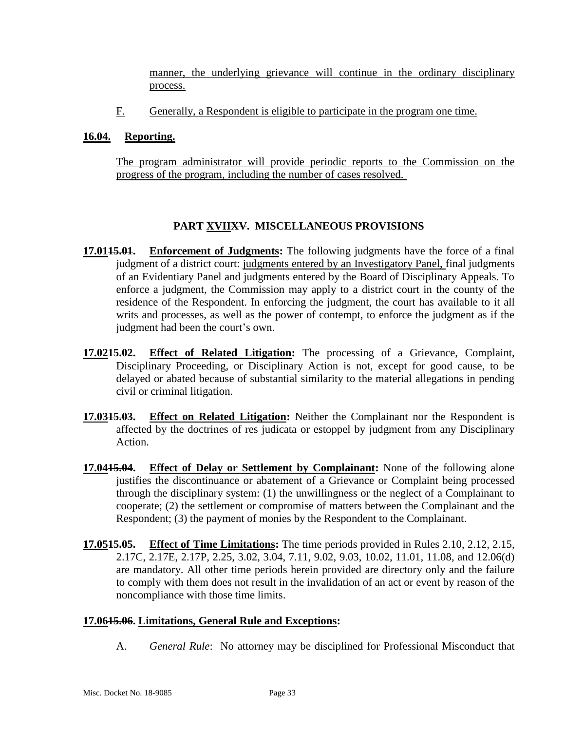manner, the underlying grievance will continue in the ordinary disciplinary process.

F. Generally, a Respondent is eligible to participate in the program one time.

**16.04. Reporting.**

The program administrator will provide periodic reports to the Commission on the progress of the program, including the number of cases resolved.

## PART XVII~~XV~~. MISCELLANEOUS PROVISIONS

**17.01~~15.01~~. Enforcement of Judgments:** The following judgments have the force of a final judgment of a district court: judgments entered by an Investigatory Panel, final judgments of an Evidentiary Panel and judgments entered by the Board of Disciplinary Appeals. To enforce a judgment, the Commission may apply to a district court in the county of the residence of the Respondent. In enforcing the judgment, the court has available to it all writs and processes, as well as the power of contempt, to enforce the judgment as if the judgment had been the court's own.

**17.02~~15.02~~. Effect of Related Litigation:** The processing of a Grievance, Complaint, Disciplinary Proceeding, or Disciplinary Action is not, except for good cause, to be delayed or abated because of substantial similarity to the material allegations in pending civil or criminal litigation.

**17.03~~15.03~~. Effect on Related Litigation:** Neither the Complainant nor the Respondent is affected by the doctrines of res judicata or estoppel by judgment from any Disciplinary Action.

**17.04~~15.04~~. Effect of Delay or Settlement by Complainant:** None of the following alone justifies the discontinuance or abatement of a Grievance or Complaint being processed through the disciplinary system: (1) the unwillingness or the neglect of a Complainant to cooperate; (2) the settlement or compromise of matters between the Complainant and the Respondent; (3) the payment of monies by the Respondent to the Complainant.

**17.05~~15.05~~. Effect of Time Limitations:** The time periods provided in Rules 2.10, 2.12, 2.15, 2.17C, 2.17E, 2.17P, 2.25, 3.02, 3.04, 7.11, 9.02, 9.03, 10.02, 11.01, 11.08, and 12.06(d) are mandatory. All other time periods herein provided are directory only and the failure to comply with them does not result in the invalidation of an act or event by reason of the noncompliance with those time limits.

**17.06~~15.06~~. Limitations, General Rule and Exceptions:**

A. *General Rule*: No attorney may be disciplined for Professional Misconduct that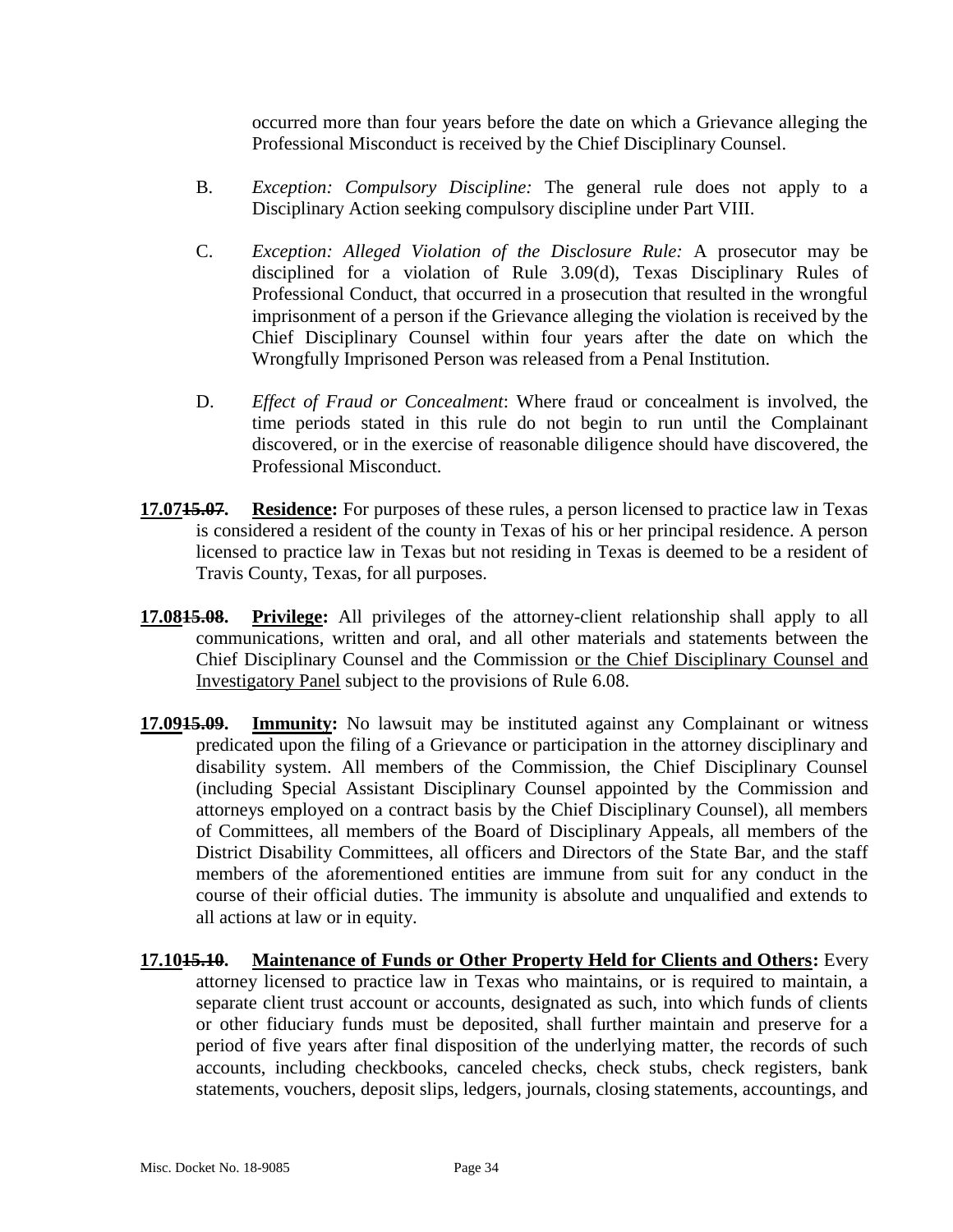occurred more than four years before the date on which a Grievance alleging the Professional Misconduct is received by the Chief Disciplinary Counsel.

B. *Exception: Compulsory Discipline:* The general rule does not apply to a Disciplinary Action seeking compulsory discipline under Part VIII.

C. *Exception: Alleged Violation of the Disclosure Rule:* A prosecutor may be disciplined for a violation of Rule 3.09(d), Texas Disciplinary Rules of Professional Conduct, that occurred in a prosecution that resulted in the wrongful imprisonment of a person if the Grievance alleging the violation is received by the Chief Disciplinary Counsel within four years after the date on which the Wrongfully Imprisoned Person was released from a Penal Institution.

D. *Effect of Fraud or Concealment*: Where fraud or concealment is involved, the time periods stated in this rule do not begin to run until the Complainant discovered, or in the exercise of reasonable diligence should have discovered, the Professional Misconduct.

**17.07~~15.07~~. Residence:** For purposes of these rules, a person licensed to practice law in Texas is considered a resident of the county in Texas of his or her principal residence. A person licensed to practice law in Texas but not residing in Texas is deemed to be a resident of Travis County, Texas, for all purposes.

**17.08~~15.08~~. Privilege:** All privileges of the attorney-client relationship shall apply to all communications, written and oral, and all other materials and statements between the Chief Disciplinary Counsel and the Commission or the Chief Disciplinary Counsel and Investigatory Panel subject to the provisions of Rule 6.08.

**17.09~~15.09~~. Immunity:** No lawsuit may be instituted against any Complainant or witness predicated upon the filing of a Grievance or participation in the attorney disciplinary and disability system. All members of the Commission, the Chief Disciplinary Counsel (including Special Assistant Disciplinary Counsel appointed by the Commission and attorneys employed on a contract basis by the Chief Disciplinary Counsel), all members of Committees, all members of the Board of Disciplinary Appeals, all members of the District Disability Committees, all officers and Directors of the State Bar, and the staff members of the aforementioned entities are immune from suit for any conduct in the course of their official duties. The immunity is absolute and unqualified and extends to all actions at law or in equity.

**17.10~~15.10~~. Maintenance of Funds or Other Property Held for Clients and Others:** Every attorney licensed to practice law in Texas who maintains, or is required to maintain, a separate client trust account or accounts, designated as such, into which funds of clients or other fiduciary funds must be deposited, shall further maintain and preserve for a period of five years after final disposition of the underlying matter, the records of such accounts, including checkbooks, canceled checks, check stubs, check registers, bank statements, vouchers, deposit slips, ledgers, journals, closing statements, accountings, and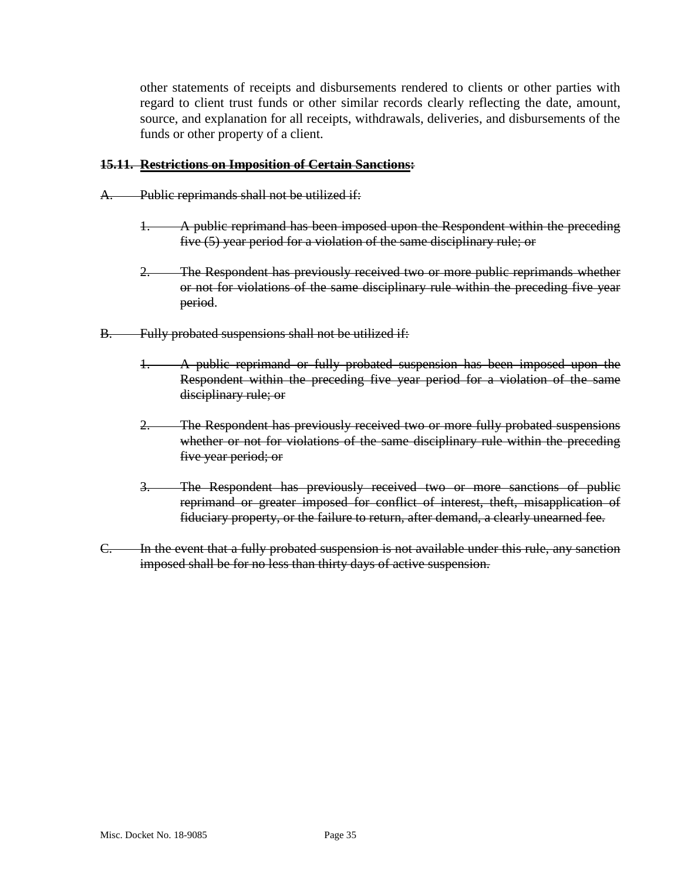other statements of receipts and disbursements rendered to clients or other parties with regard to client trust funds or other similar records clearly reflecting the date, amount, source, and explanation for all receipts, withdrawals, deliveries, and disbursements of the funds or other property of a client.

~~**15.11. Restrictions on Imposition of Certain Sanctions:**~~

~~A. Public reprimands shall not be utilized if:~~

~~1. A public reprimand has been imposed upon the Respondent within the preceding five (5) year period for a violation of the same disciplinary rule; or~~

~~2. The Respondent has previously received two or more public reprimands whether or not for violations of the same disciplinary rule within the preceding five year period.~~

~~B. Fully probated suspensions shall not be utilized if:~~

~~1. A public reprimand or fully probated suspension has been imposed upon the Respondent within the preceding five year period for a violation of the same disciplinary rule; or~~

~~2. The Respondent has previously received two or more fully probated suspensions whether or not for violations of the same disciplinary rule within the preceding five year period; or~~

~~3. The Respondent has previously received two or more sanctions of public reprimand or greater imposed for conflict of interest, theft, misapplication of fiduciary property, or the failure to return, after demand, a clearly unearned fee.~~

~~C. In the event that a fully probated suspension is not available under this rule, any sanction imposed shall be for no less than thirty days of active suspension.~~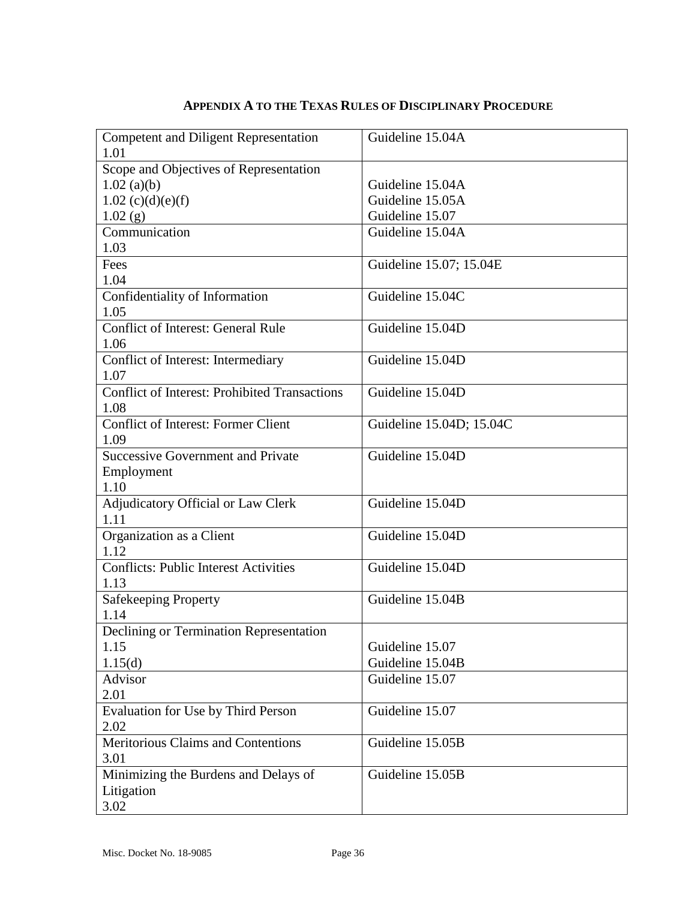## APPENDIX A TO THE TEXAS RULES OF DISCIPLINARY PROCEDURE

| Rule | Guideline |
|---|---|
| Competent and Diligent Representation<br>1.01 | Guideline 15.04A |
| Scope and Objectives of Representation<br>1.02 (a)(b)<br>1.02 (c)(d)(e)(f)<br>1.02 (g) | <br>Guideline 15.04A<br>Guideline 15.05A<br>Guideline 15.07 |
| Communication<br>1.03 | Guideline 15.04A |
| Fees<br>1.04 | Guideline 15.07; 15.04E |
| Confidentiality of Information<br>1.05 | Guideline 15.04C |
| Conflict of Interest: General Rule<br>1.06 | Guideline 15.04D |
| Conflict of Interest: Intermediary<br>1.07 | Guideline 15.04D |
| Conflict of Interest: Prohibited Transactions<br>1.08 | Guideline 15.04D |
| Conflict of Interest: Former Client<br>1.09 | Guideline 15.04D; 15.04C |
| Successive Government and Private Employment<br>1.10 | Guideline 15.04D |
| Adjudicatory Official or Law Clerk<br>1.11 | Guideline 15.04D |
| Organization as a Client<br>1.12 | Guideline 15.04D |
| Conflicts: Public Interest Activities<br>1.13 | Guideline 15.04D |
| Safekeeping Property<br>1.14 | Guideline 15.04B |
| Declining or Termination Representation<br>1.15<br>1.15(d) | <br>Guideline 15.07<br>Guideline 15.04B |
| Advisor<br>2.01 | Guideline 15.07 |
| Evaluation for Use by Third Person<br>2.02 | Guideline 15.07 |
| Meritorious Claims and Contentions<br>3.01 | Guideline 15.05B |
| Minimizing the Burdens and Delays of Litigation<br>3.02 | Guideline 15.05B |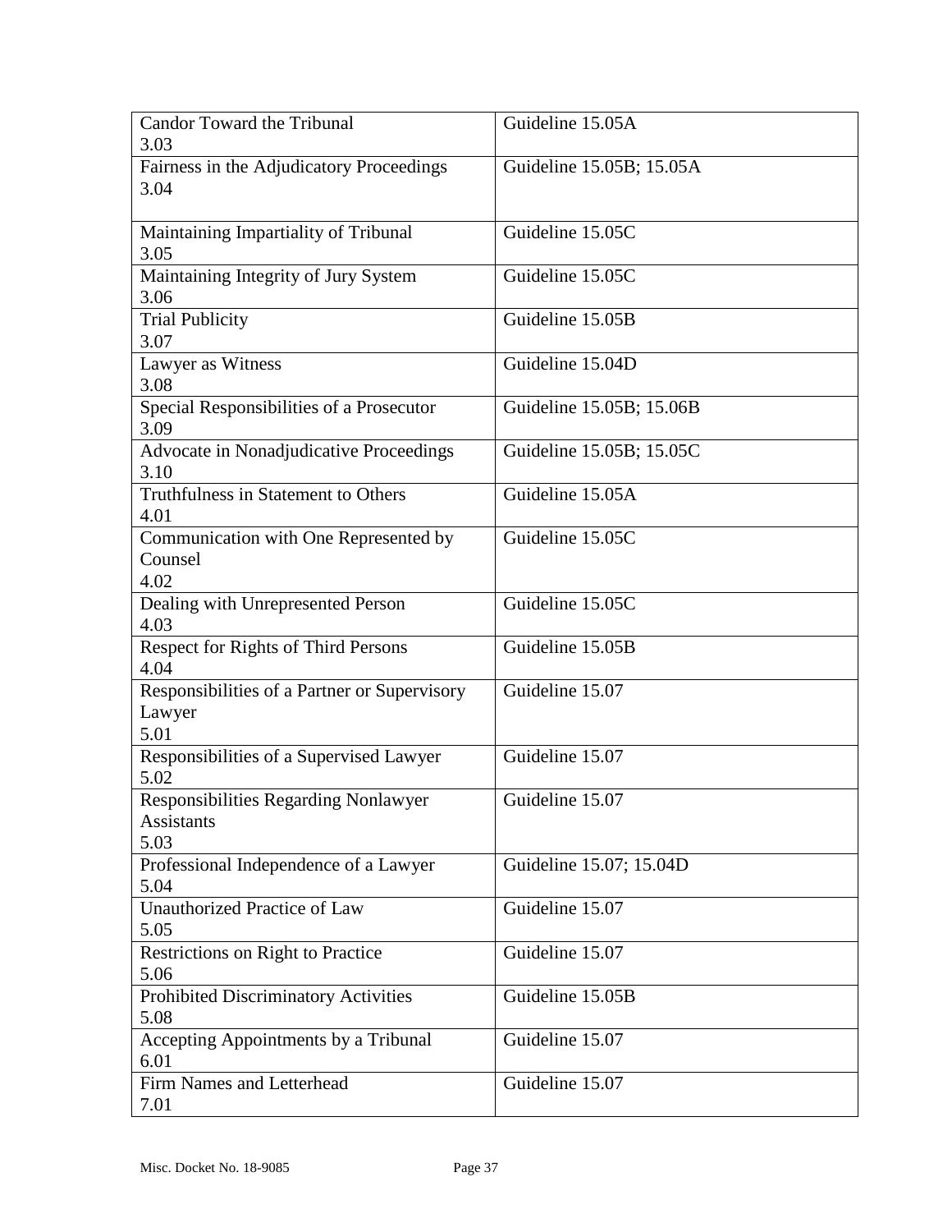| Candor Toward the Tribunal 3.03 | Guideline 15.05A |
|---|---|
| Fairness in the Adjudicatory Proceedings 3.04 | Guideline 15.05B; 15.05A |
| Maintaining Impartiality of Tribunal 3.05 | Guideline 15.05C |
| Maintaining Integrity of Jury System 3.06 | Guideline 15.05C |
| Trial Publicity 3.07 | Guideline 15.05B |
| Lawyer as Witness 3.08 | Guideline 15.04D |
| Special Responsibilities of a Prosecutor 3.09 | Guideline 15.05B; 15.06B |
| Advocate in Nonadjudicative Proceedings 3.10 | Guideline 15.05B; 15.05C |
| Truthfulness in Statement to Others 4.01 | Guideline 15.05A |
| Communication with One Represented by Counsel 4.02 | Guideline 15.05C |
| Dealing with Unrepresented Person 4.03 | Guideline 15.05C |
| Respect for Rights of Third Persons 4.04 | Guideline 15.05B |
| Responsibilities of a Partner or Supervisory Lawyer 5.01 | Guideline 15.07 |
| Responsibilities of a Supervised Lawyer 5.02 | Guideline 15.07 |
| Responsibilities Regarding Nonlawyer Assistants 5.03 | Guideline 15.07 |
| Professional Independence of a Lawyer 5.04 | Guideline 15.07; 15.04D |
| Unauthorized Practice of Law 5.05 | Guideline 15.07 |
| Restrictions on Right to Practice 5.06 | Guideline 15.07 |
| Prohibited Discriminatory Activities 5.08 | Guideline 15.05B |
| Accepting Appointments by a Tribunal 6.01 | Guideline 15.07 |
| Firm Names and Letterhead 7.01 | Guideline 15.07 |

Misc. Docket No. 18-9085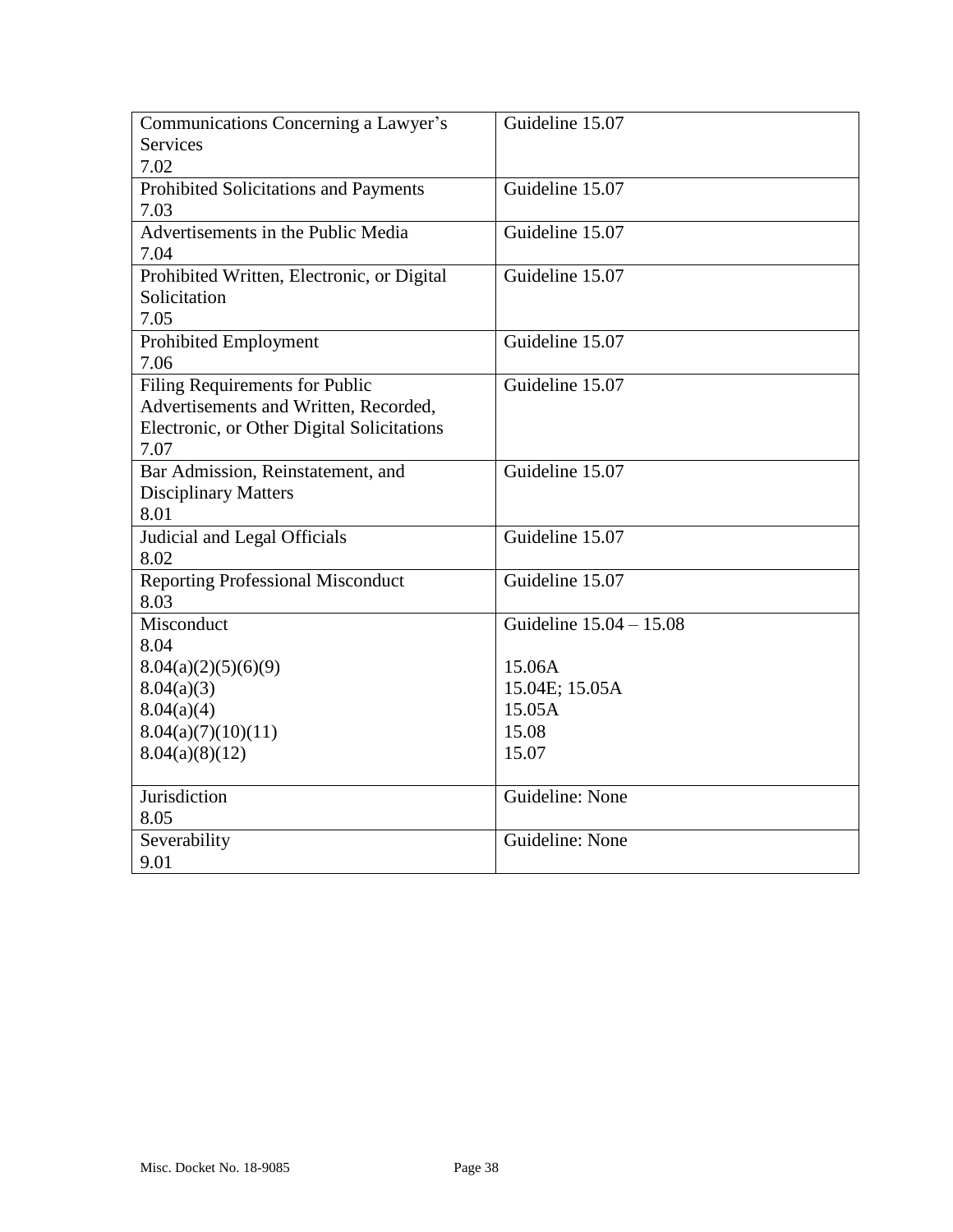| | |
|---|---|
| Communications Concerning a Lawyer's Services<br>7.02 | Guideline 15.07 |
| Prohibited Solicitations and Payments<br>7.03 | Guideline 15.07 |
| Advertisements in the Public Media<br>7.04 | Guideline 15.07 |
| Prohibited Written, Electronic, or Digital Solicitation<br>7.05 | Guideline 15.07 |
| Prohibited Employment<br>7.06 | Guideline 15.07 |
| Filing Requirements for Public Advertisements and Written, Recorded, Electronic, or Other Digital Solicitations<br>7.07 | Guideline 15.07 |
| Bar Admission, Reinstatement, and Disciplinary Matters<br>8.01 | Guideline 15.07 |
| Judicial and Legal Officials<br>8.02 | Guideline 15.07 |
| Reporting Professional Misconduct<br>8.03 | Guideline 15.07 |
| Misconduct<br>8.04<br>8.04(a)(2)(5)(6)(9)<br>8.04(a)(3)<br>8.04(a)(4)<br>8.04(a)(7)(10)(11)<br>8.04(a)(8)(12) | Guideline 15.04 – 15.08<br><br>15.06A<br>15.04E; 15.05A<br>15.05A<br>15.08<br>15.07 |
| Jurisdiction<br>8.05 | Guideline: None |
| Severability<br>9.01 | Guideline: None |

Misc. Docket No. 18-9085